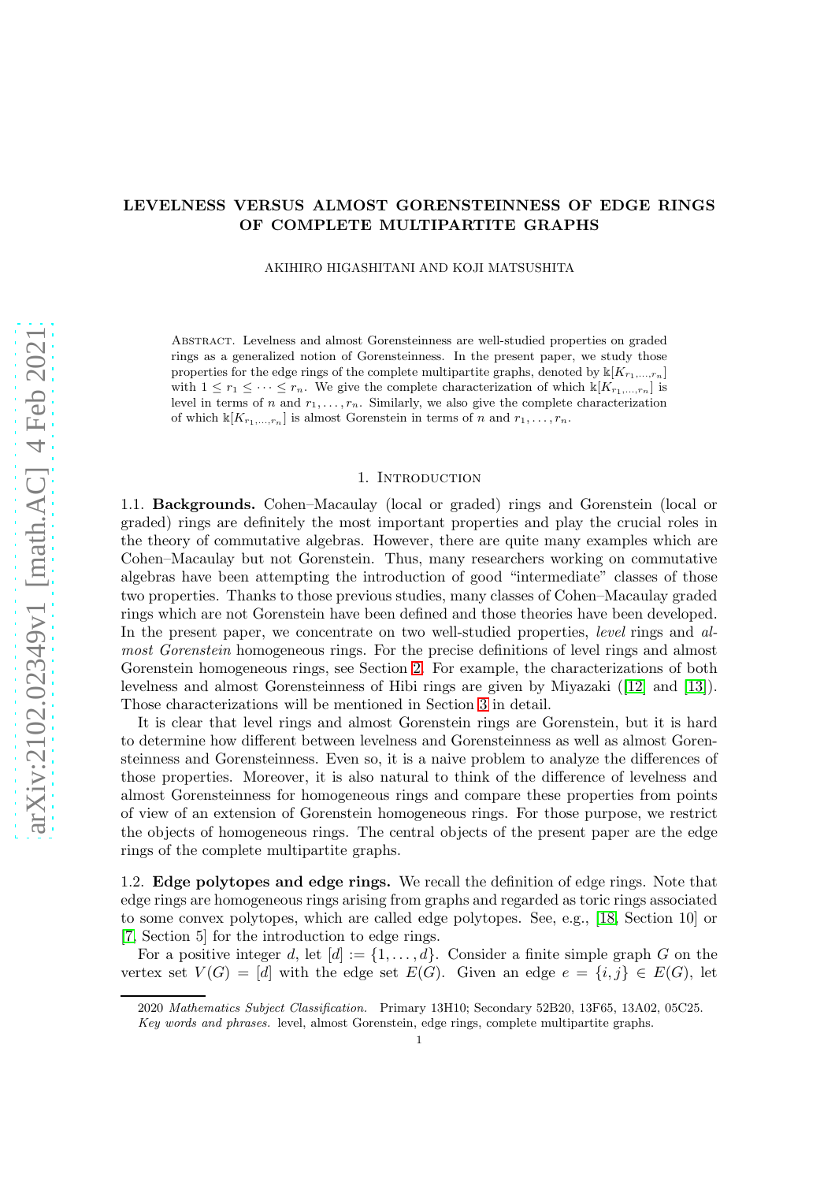# LEVELNESS VERSUS ALMOST GORENSTEINNESS OF EDGE RINGS OF COMPLETE MULTIPARTITE GRAPHS

AKIHIRO HIGASHITANI AND KOJI MATSUSHITA

Abstract. Levelness and almost Gorensteinness are well-studied properties on graded rings as a generalized notion of Gorensteinness. In the present paper, we study those properties for the edge rings of the complete multipartite graphs, denoted by $\Bbbk[K_{r_1,\dots,r_n}]$ with $1 \leq r_1 \leq \cdots \leq r_n$. We give the complete characterization of which $\Bbbk[K_{r_1,\dots,r_n}]$ is level in terms of $n$ and $r_1, \dots, r_n$. Similarly, we also give the complete characterization of which $\Bbbk[K_{r_1,\dots,r_n}]$ is almost Gorenstein in terms of $n$ and $r_1, \dots, r_n$.

## 1. Introduction

1.1. **Backgrounds.** Cohen–Macaulay (local or graded) rings and Gorenstein (local or graded) rings are definitely the most important properties and play the crucial roles in the theory of commutative algebras. However, there are quite many examples which are Cohen–Macaulay but not Gorenstein. Thus, many researchers working on commutative algebras have been attempting the introduction of good "intermediate" classes of those two properties. Thanks to those previous studies, many classes of Cohen–Macaulay graded rings which are not Gorenstein have been defined and those theories have been developed. In the present paper, we concentrate on two well-studied properties, *level* rings and *almost Gorenstein* homogeneous rings. For the precise definitions of level rings and almost Gorenstein homogeneous rings, see Section 2. For example, the characterizations of both levelness and almost Gorensteinness of Hibi rings are given by Miyazaki ([12] and [13]). Those characterizations will be mentioned in Section 3 in detail.

It is clear that level rings and almost Gorenstein rings are Gorenstein, but it is hard to determine how different between levelness and Gorensteinness as well as almost Gorensteinness and Gorensteinness. Even so, it is a naive problem to analyze the differences of those properties. Moreover, it is also natural to think of the difference of levelness and almost Gorensteinness for homogeneous rings and compare these properties from points of view of an extension of Gorenstein homogeneous rings. For those purpose, we restrict the objects of homogeneous rings. The central objects of the present paper are the edge rings of the complete multipartite graphs.

1.2. **Edge polytopes and edge rings.** We recall the definition of edge rings. Note that edge rings are homogeneous rings arising from graphs and regarded as toric rings associated to some convex polytopes, which are called edge polytopes. See, e.g., [18, Section 10] or [7, Section 5] for the introduction to edge rings.

For a positive integer $d$, let $[d] := \{1, \dots, d\}$. Consider a finite simple graph $G$ on the vertex set $V(G) = [d]$ with the edge set $E(G)$. Given an edge $e = \{i, j\} \in E(G)$, let

2020 *Mathematics Subject Classification.* Primary 13H10; Secondary 52B20, 13F65, 13A02, 05C25.

*Key words and phrases.* level, almost Gorenstein, edge rings, complete multipartite graphs.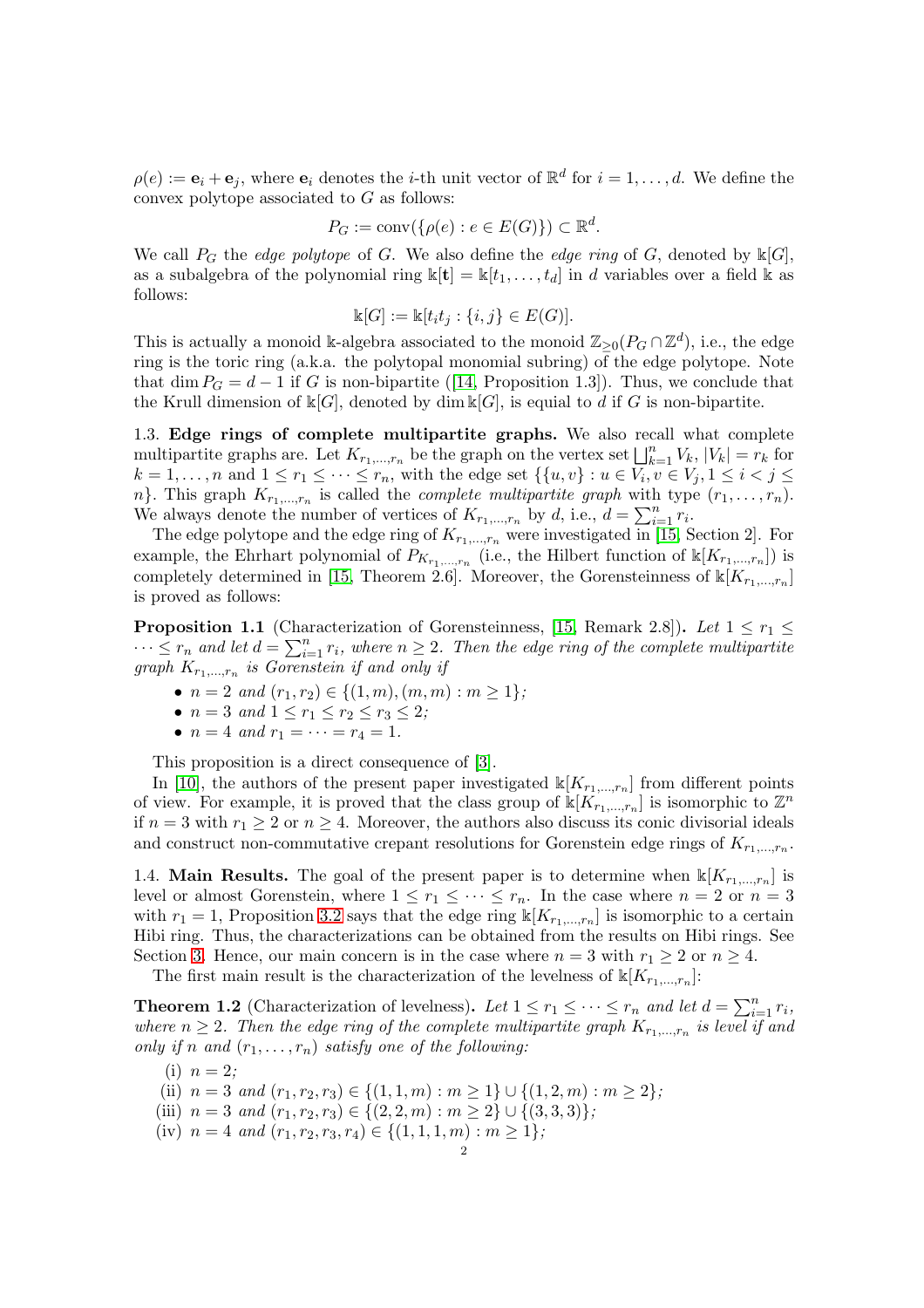$\rho(e) := \mathbf{e}_i + \mathbf{e}_j$, where $\mathbf{e}_i$ denotes the $i$-th unit vector of $\mathbb{R}^d$ for $i = 1, \dots, d$. We define the convex polytope associated to $G$ as follows:

$$P_G := \mathrm{conv}(\{\rho(e) : e \in E(G)\}) \subset \mathbb{R}^d.$$

We call $P_G$ the *edge polytope* of $G$. We also define the *edge ring* of $G$, denoted by $\Bbbk[G]$, as a subalgebra of the polynomial ring $\Bbbk[\mathbf{t}] = \Bbbk[t_1, \dots, t_d]$ in $d$ variables over a field $\Bbbk$ as follows:

$$\Bbbk[G] := \Bbbk[t_i t_j : \{i, j\} \in E(G)].$$

This is actually a monoid $\Bbbk$-algebra associated to the monoid $\mathbb{Z}_{\geq 0}(P_G \cap \mathbb{Z}^d)$, i.e., the edge ring is the toric ring (a.k.a. the polytopal monomial subring) of the edge polytope. Note that $\dim P_G = d - 1$ if $G$ is non-bipartite ([14, Proposition 1.3]). Thus, we conclude that the Krull dimension of $\Bbbk[G]$, denoted by $\dim \Bbbk[G]$, is equal to $d$ if $G$ is non-bipartite.

## 1.3. Edge rings of complete multipartite graphs.

We also recall what complete multipartite graphs are. Let $K_{r_1,\dots,r_n}$ be the graph on the vertex set $\bigsqcup_{k=1}^n V_k$, $|V_k| = r_k$ for $k = 1, \dots, n$ and $1 \leq r_1 \leq \cdots \leq r_n$, with the edge set $\{\{u, v\} : u \in V_i, v \in V_j, 1 \leq i < j \leq n\}$. This graph $K_{r_1,\dots,r_n}$ is called the *complete multipartite graph* with type $(r_1, \dots, r_n)$. We always denote the number of vertices of $K_{r_1,\dots,r_n}$ by $d$, i.e., $d = \sum_{i=1}^n r_i$.

The edge polytope and the edge ring of $K_{r_1,\dots,r_n}$ were investigated in [15, Section 2]. For example, the Ehrhart polynomial of $P_{K_{r_1,\dots,r_n}}$ (i.e., the Hilbert function of $\Bbbk[K_{r_1,\dots,r_n}]$) is completely determined in [15, Theorem 2.6]. Moreover, the Gorensteinness of $\Bbbk[K_{r_1,\dots,r_n}]$ is proved as follows:

**Proposition 1.1** (Characterization of Gorensteinness, [15, Remark 2.8])**.** *Let $1 \leq r_1 \leq \cdots \leq r_n$ and let $d = \sum_{i=1}^n r_i$, where $n \geq 2$. Then the edge ring of the complete multipartite graph $K_{r_1,\dots,r_n}$ is Gorenstein if and only if*

- *$n = 2$ and $(r_1, r_2) \in \{(1, m), (m, m) : m \geq 1\}$;*
- *$n = 3$ and $1 \leq r_1 \leq r_2 \leq r_3 \leq 2$;*
- *$n = 4$ and $r_1 = \cdots = r_4 = 1$.*

This proposition is a direct consequence of [3].

In [10], the authors of the present paper investigated $\Bbbk[K_{r_1,\dots,r_n}]$ from different points of view. For example, it is proved that the class group of $\Bbbk[K_{r_1,\dots,r_n}]$ is isomorphic to $\mathbb{Z}^n$ if $n = 3$ with $r_1 \geq 2$ or $n \geq 4$. Moreover, the authors also discuss its conic divisorial ideals and construct non-commutative crepant resolutions for Gorenstein edge rings of $K_{r_1,\dots,r_n}$.

## 1.4. Main Results.

The goal of the present paper is to determine when $\Bbbk[K_{r_1,\dots,r_n}]$ is level or almost Gorenstein, where $1 \leq r_1 \leq \cdots \leq r_n$. In the case where $n = 2$ or $n = 3$ with $r_1 = 1$, Proposition 3.2 says that the edge ring $\Bbbk[K_{r_1,\dots,r_n}]$ is isomorphic to a certain Hibi ring. Thus, the characterizations can be obtained from the results on Hibi rings. See Section 3. Hence, our main concern is in the case where $n = 3$ with $r_1 \geq 2$ or $n \geq 4$.

The first main result is the characterization of the levelness of $\Bbbk[K_{r_1,\dots,r_n}]$:

**Theorem 1.2** (Characterization of levelness)**.** *Let $1 \leq r_1 \leq \cdots \leq r_n$ and let $d = \sum_{i=1}^n r_i$, where $n \geq 2$. Then the edge ring of the complete multipartite graph $K_{r_1,\dots,r_n}$ is level if and only if $n$ and $(r_1, \dots, r_n)$ satisfy one of the following:*

(i) *$n = 2$;*
(ii) *$n = 3$ and $(r_1, r_2, r_3) \in \{(1, 1, m) : m \geq 1\} \cup \{(1, 2, m) : m \geq 2\}$;*
(iii) *$n = 3$ and $(r_1, r_2, r_3) \in \{(2, 2, m) : m \geq 2\} \cup \{(3, 3, 3)\}$;*
(iv) *$n = 4$ and $(r_1, r_2, r_3, r_4) \in \{(1, 1, 1, m) : m \geq 1\}$;*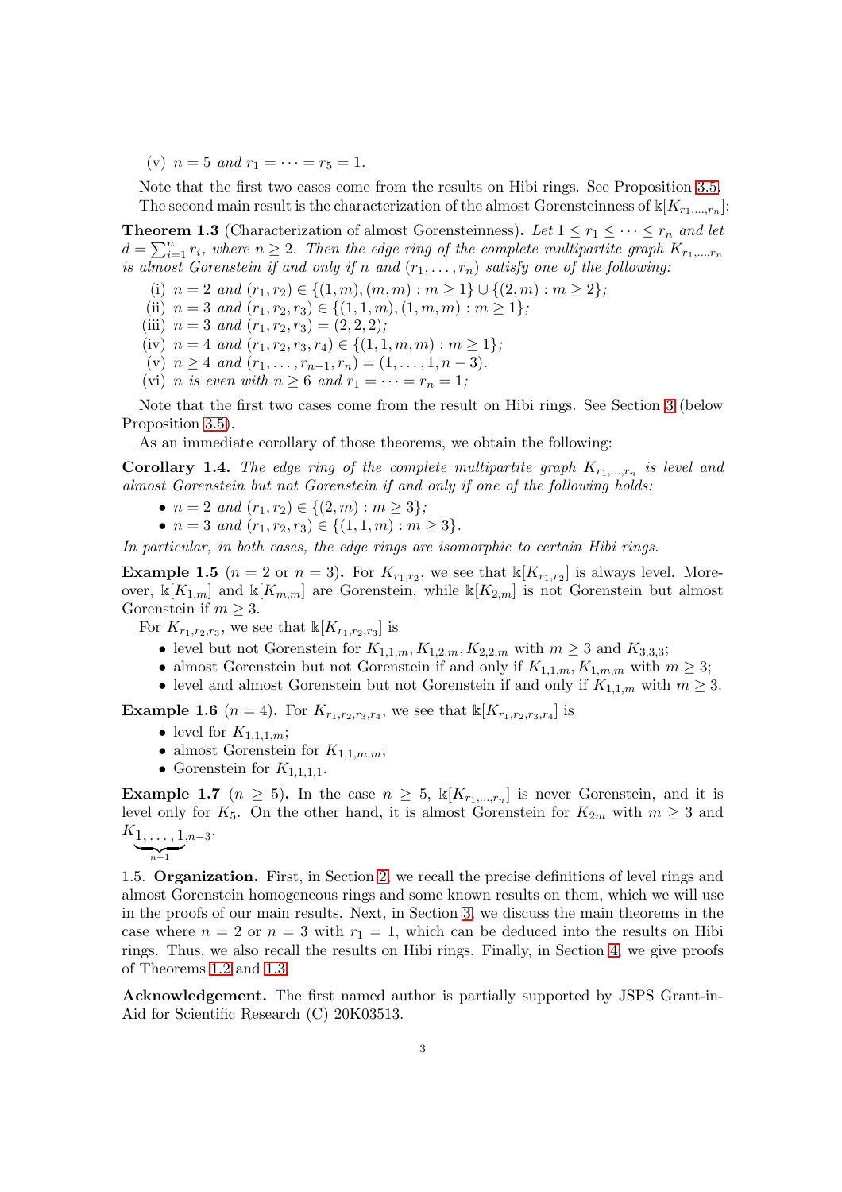(v) $n = 5$ and $r_1 = \cdots = r_5 = 1$.

Note that the first two cases come from the results on Hibi rings. See Proposition 3.5.

The second main result is the characterization of the almost Gorensteinness of $\Bbbk[K_{r_1,\ldots,r_n}]$:

**Theorem 1.3** (Characterization of almost Gorensteinness)**.** *Let $1 \leq r_1 \leq \cdots \leq r_n$ and let $d = \sum_{i=1}^n r_i$, where $n \geq 2$. Then the edge ring of the complete multipartite graph $K_{r_1,\ldots,r_n}$ is almost Gorenstein if and only if $n$ and $(r_1,\ldots,r_n)$ satisfy one of the following:*

(i) *$n = 2$ and $(r_1, r_2) \in \{(1, m), (m, m) : m \geq 1\} \cup \{(2, m) : m \geq 2\}$;*
(ii) *$n = 3$ and $(r_1, r_2, r_3) \in \{(1, 1, m), (1, m, m) : m \geq 1\}$;*
(iii) *$n = 3$ and $(r_1, r_2, r_3) = (2, 2, 2)$;*
(iv) *$n = 4$ and $(r_1, r_2, r_3, r_4) \in \{(1, 1, m, m) : m \geq 1\}$;*
(v) *$n \geq 4$ and $(r_1, \ldots, r_{n-1}, r_n) = (1, \ldots, 1, n - 3)$.*
(vi) *$n$ is even with $n \geq 6$ and $r_1 = \cdots = r_n = 1$;*

Note that the first two cases come from the result on Hibi rings. See Section 3 (below Proposition 3.5).

As an immediate corollary of those theorems, we obtain the following:

**Corollary 1.4.** *The edge ring of the complete multipartite graph $K_{r_1,\ldots,r_n}$ is level and almost Gorenstein but not Gorenstein if and only if one of the following holds:*

- *$n = 2$ and $(r_1, r_2) \in \{(2, m) : m \geq 3\}$;*
- *$n = 3$ and $(r_1, r_2, r_3) \in \{(1, 1, m) : m \geq 3\}$.*

*In particular, in both cases, the edge rings are isomorphic to certain Hibi rings.*

**Example 1.5** ($n = 2$ or $n = 3$)**.** For $K_{r_1,r_2}$, we see that $\Bbbk[K_{r_1,r_2}]$ is always level. Moreover, $\Bbbk[K_{1,m}]$ and $\Bbbk[K_{m,m}]$ are Gorenstein, while $\Bbbk[K_{2,m}]$ is not Gorenstein but almost Gorenstein if $m \geq 3$.

For $K_{r_1,r_2,r_3}$, we see that $\Bbbk[K_{r_1,r_2,r_3}]$ is

- level but not Gorenstein for $K_{1,1,m}, K_{1,2,m}, K_{2,2,m}$ with $m \geq 3$ and $K_{3,3,3}$;
- almost Gorenstein but not Gorenstein if and only if $K_{1,1,m}, K_{1,m,m}$ with $m \geq 3$;
- level and almost Gorenstein but not Gorenstein if and only if $K_{1,1,m}$ with $m \geq 3$.

**Example 1.6** ($n = 4$)**.** For $K_{r_1,r_2,r_3,r_4}$, we see that $\Bbbk[K_{r_1,r_2,r_3,r_4}]$ is

- level for $K_{1,1,1,m}$;
- almost Gorenstein for $K_{1,1,m,m}$;
- Gorenstein for $K_{1,1,1,1}$.

**Example 1.7** ($n \geq 5$)**.** In the case $n \geq 5$, $\Bbbk[K_{r_1,\ldots,r_n}]$ is never Gorenstein, and it is level only for $K_5$. On the other hand, it is almost Gorenstein for $K_{2m}$ with $m \geq 3$ and $K_{\underbrace{1,\ldots,1}_{n-1},n-3}$.

1.5. **Organization.** First, in Section 2, we recall the precise definitions of level rings and almost Gorenstein homogeneous rings and some known results on them, which we will use in the proofs of our main results. Next, in Section 3, we discuss the main theorems in the case where $n = 2$ or $n = 3$ with $r_1 = 1$, which can be deduced into the results on Hibi rings. Thus, we also recall the results on Hibi rings. Finally, in Section 4, we give proofs of Theorems 1.2 and 1.3.

**Acknowledgement.** The first named author is partially supported by JSPS Grant-in-Aid for Scientific Research (C) 20K03513.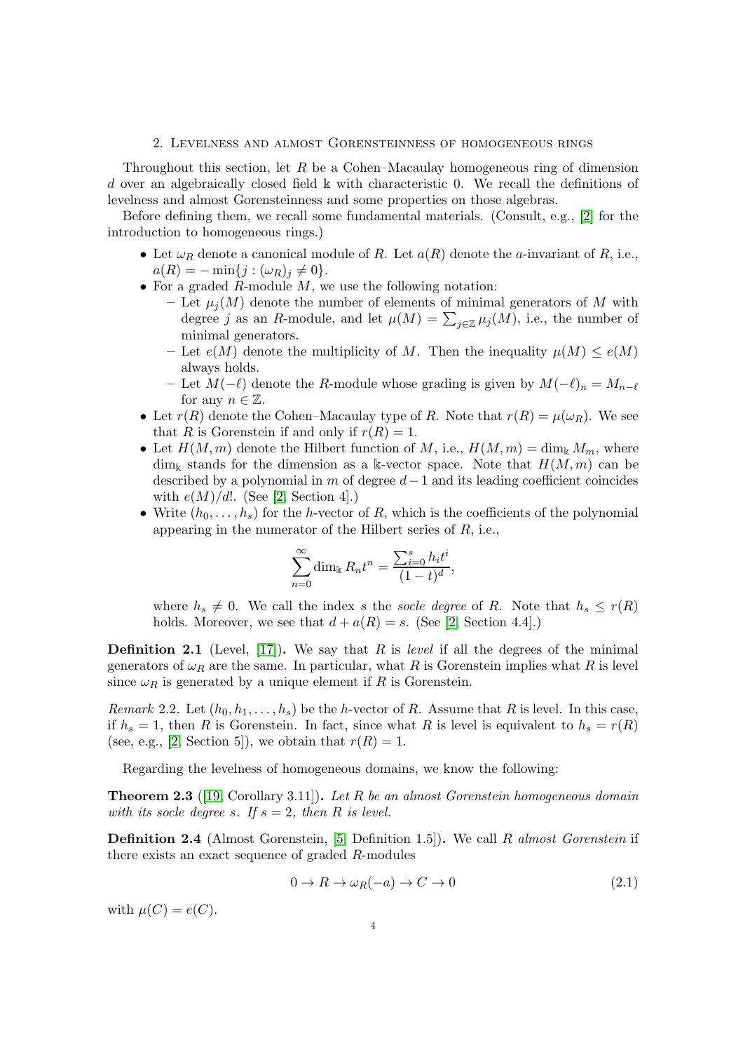## 2. Levelness and almost Gorensteinness of homogeneous rings

Throughout this section, let $R$ be a Cohen–Macaulay homogeneous ring of dimension $d$ over an algebraically closed field $\Bbbk$ with characteristic 0. We recall the definitions of levelness and almost Gorensteinness and some properties on those algebras.

Before defining them, we recall some fundamental materials. (Consult, e.g., [2] for the introduction to homogeneous rings.)

- Let $\omega_R$ denote a canonical module of $R$. Let $a(R)$ denote the $a$-invariant of $R$, i.e., $a(R) = -\min\{j : (\omega_R)_j \neq 0\}$.
- For a graded $R$-module $M$, we use the following notation:
  - Let $\mu_j(M)$ denote the number of elements of minimal generators of $M$ with degree $j$ as an $R$-module, and let $\mu(M) = \sum_{j \in \mathbb{Z}} \mu_j(M)$, i.e., the number of minimal generators.
  - Let $e(M)$ denote the multiplicity of $M$. Then the inequality $\mu(M) \leq e(M)$ always holds.
  - Let $M(-\ell)$ denote the $R$-module whose grading is given by $M(-\ell)_n = M_{n-\ell}$ for any $n \in \mathbb{Z}$.
- Let $r(R)$ denote the Cohen–Macaulay type of $R$. Note that $r(R) = \mu(\omega_R)$. We see that $R$ is Gorenstein if and only if $r(R) = 1$.
- Let $H(M, m)$ denote the Hilbert function of $M$, i.e., $H(M, m) = \dim_\Bbbk M_m$, where $\dim_\Bbbk$ stands for the dimension as a $\Bbbk$-vector space. Note that $H(M, m)$ can be described by a polynomial in $m$ of degree $d-1$ and its leading coefficient coincides with $e(M)/d!$. (See [2, Section 4].)
- Write $(h_0, \dots, h_s)$ for the $h$-vector of $R$, which is the coefficients of the polynomial appearing in the numerator of the Hilbert series of $R$, i.e.,

$$\sum_{n=0}^{\infty} \dim_\Bbbk R_n t^n = \frac{\sum_{i=0}^{s} h_i t^i}{(1-t)^d},$$

  where $h_s \neq 0$. We call the index $s$ the *socle degree* of $R$. Note that $h_s \leq r(R)$ holds. Moreover, we see that $d + a(R) = s$. (See [2, Section 4.4].)

**Definition 2.1** (Level, [17])**.** We say that $R$ is *level* if all the degrees of the minimal generators of $\omega_R$ are the same. In particular, what $R$ is Gorenstein implies what $R$ is level since $\omega_R$ is generated by a unique element if $R$ is Gorenstein.

*Remark* 2.2. Let $(h_0, h_1, \dots, h_s)$ be the $h$-vector of $R$. Assume that $R$ is level. In this case, if $h_s = 1$, then $R$ is Gorenstein. In fact, since what $R$ is level is equivalent to $h_s = r(R)$ (see, e.g., [2, Section 5]), we obtain that $r(R) = 1$.

Regarding the levelness of homogeneous domains, we know the following:

**Theorem 2.3** ([19, Corollary 3.11])**.** *Let $R$ be an almost Gorenstein homogeneous domain with its socle degree $s$. If $s = 2$, then $R$ is level.*

**Definition 2.4** (Almost Gorenstein, [5, Definition 1.5])**.** We call $R$ *almost Gorenstein* if there exists an exact sequence of graded $R$-modules

$$0 \to R \to \omega_R(-a) \to C \to 0 \tag{2.1}$$

with $\mu(C) = e(C)$.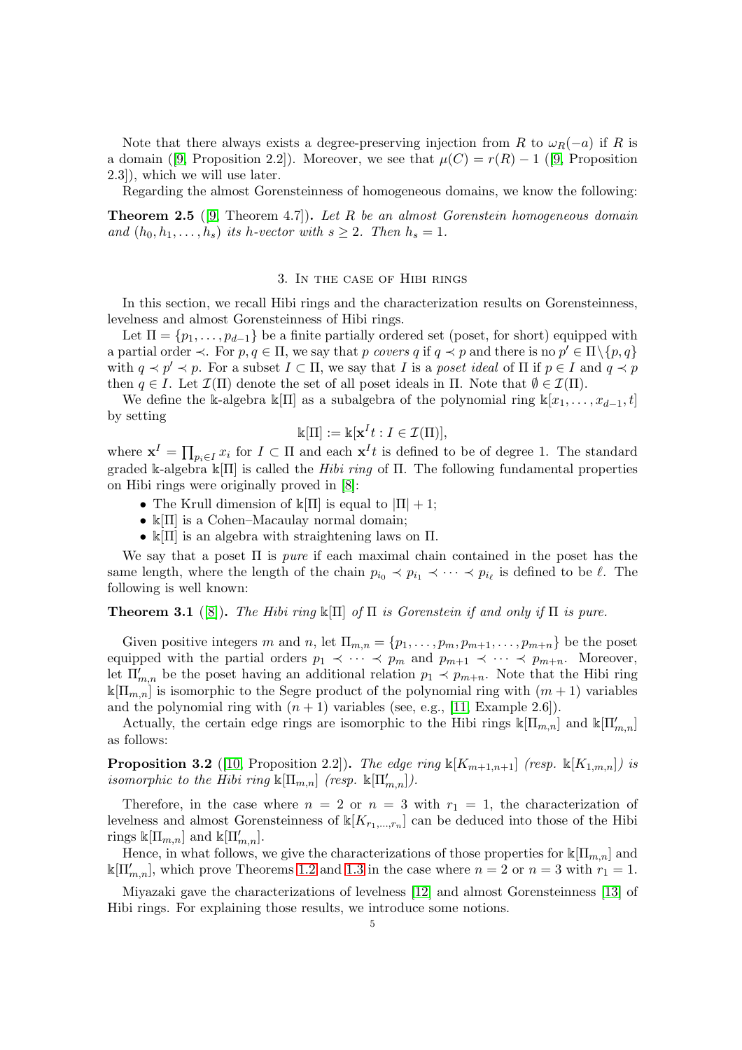Note that there always exists a degree-preserving injection from $R$ to $\omega_R(-a)$ if $R$ is a domain ([9, Proposition 2.2]). Moreover, we see that $\mu(C) = r(R) - 1$ ([9, Proposition 2.3]), which we will use later.

Regarding the almost Gorensteinness of homogeneous domains, we know the following:

**Theorem 2.5** ([9, Theorem 4.7]). *Let $R$ be an almost Gorenstein homogeneous domain and $(h_0, h_1, \ldots, h_s)$ its h-vector with $s \geq 2$. Then $h_s = 1$.*

## 3. In the case of Hibi rings

In this section, we recall Hibi rings and the characterization results on Gorensteinness, levelness and almost Gorensteinness of Hibi rings.

Let $\Pi = \{p_1, \ldots, p_{d-1}\}$ be a finite partially ordered set (poset, for short) equipped with a partial order $\prec$. For $p, q \in \Pi$, we say that $p$ *covers* $q$ if $q \prec p$ and there is no $p' \in \Pi \setminus \{p, q\}$ with $q \prec p' \prec p$. For a subset $I \subset \Pi$, we say that $I$ is a *poset ideal* of $\Pi$ if $p \in I$ and $q \prec p$ then $q \in I$. Let $\mathcal{I}(\Pi)$ denote the set of all poset ideals in $\Pi$. Note that $\emptyset \in \mathcal{I}(\Pi)$.

We define the $\Bbbk$-algebra $\Bbbk[\Pi]$ as a subalgebra of the polynomial ring $\Bbbk[x_1, \ldots, x_{d-1}, t]$ by setting

$$\Bbbk[\Pi] := \Bbbk[\mathbf{x}^I t : I \in \mathcal{I}(\Pi)],$$

where $\mathbf{x}^I = \prod_{p_i \in I} x_i$ for $I \subset \Pi$ and each $\mathbf{x}^I t$ is defined to be of degree 1. The standard graded $\Bbbk$-algebra $\Bbbk[\Pi]$ is called the *Hibi ring* of $\Pi$. The following fundamental properties on Hibi rings were originally proved in [8]:

- The Krull dimension of $\Bbbk[\Pi]$ is equal to $|\Pi| + 1$;
- $\Bbbk[\Pi]$ is a Cohen–Macaulay normal domain;
- $\Bbbk[\Pi]$ is an algebra with straightening laws on $\Pi$.

We say that a poset $\Pi$ is *pure* if each maximal chain contained in the poset has the same length, where the length of the chain $p_{i_0} \prec p_{i_1} \prec \cdots \prec p_{i_\ell}$ is defined to be $\ell$. The following is well known:

**Theorem 3.1** ([8]). *The Hibi ring $\Bbbk[\Pi]$ of $\Pi$ is Gorenstein if and only if $\Pi$ is pure.*

Given positive integers $m$ and $n$, let $\Pi_{m,n} = \{p_1, \ldots, p_m, p_{m+1}, \ldots, p_{m+n}\}$ be the poset equipped with the partial orders $p_1 \prec \cdots \prec p_m$ and $p_{m+1} \prec \cdots \prec p_{m+n}$. Moreover, let $\Pi'_{m,n}$ be the poset having an additional relation $p_1 \prec p_{m+n}$. Note that the Hibi ring $\Bbbk[\Pi_{m,n}]$ is isomorphic to the Segre product of the polynomial ring with $(m+1)$ variables and the polynomial ring with $(n+1)$ variables (see, e.g., [11, Example 2.6]).

Actually, the certain edge rings are isomorphic to the Hibi rings $\Bbbk[\Pi_{m,n}]$ and $\Bbbk[\Pi'_{m,n}]$ as follows:

**Proposition 3.2** ([10, Proposition 2.2]). *The edge ring $\Bbbk[K_{m+1,n+1}]$ (resp. $\Bbbk[K_{1,m,n}]$) is isomorphic to the Hibi ring $\Bbbk[\Pi_{m,n}]$ (resp. $\Bbbk[\Pi'_{m,n}]$).*

Therefore, in the case where $n = 2$ or $n = 3$ with $r_1 = 1$, the characterization of levelness and almost Gorensteinness of $\Bbbk[K_{r_1,\ldots,r_n}]$ can be deduced into those of the Hibi rings $\Bbbk[\Pi_{m,n}]$ and $\Bbbk[\Pi'_{m,n}]$.

Hence, in what follows, we give the characterizations of those properties for $\Bbbk[\Pi_{m,n}]$ and $\Bbbk[\Pi'_{m,n}]$, which prove Theorems 1.2 and 1.3 in the case where $n = 2$ or $n = 3$ with $r_1 = 1$.

Miyazaki gave the characterizations of levelness [12] and almost Gorensteinness [13] of Hibi rings. For explaining those results, we introduce some notions.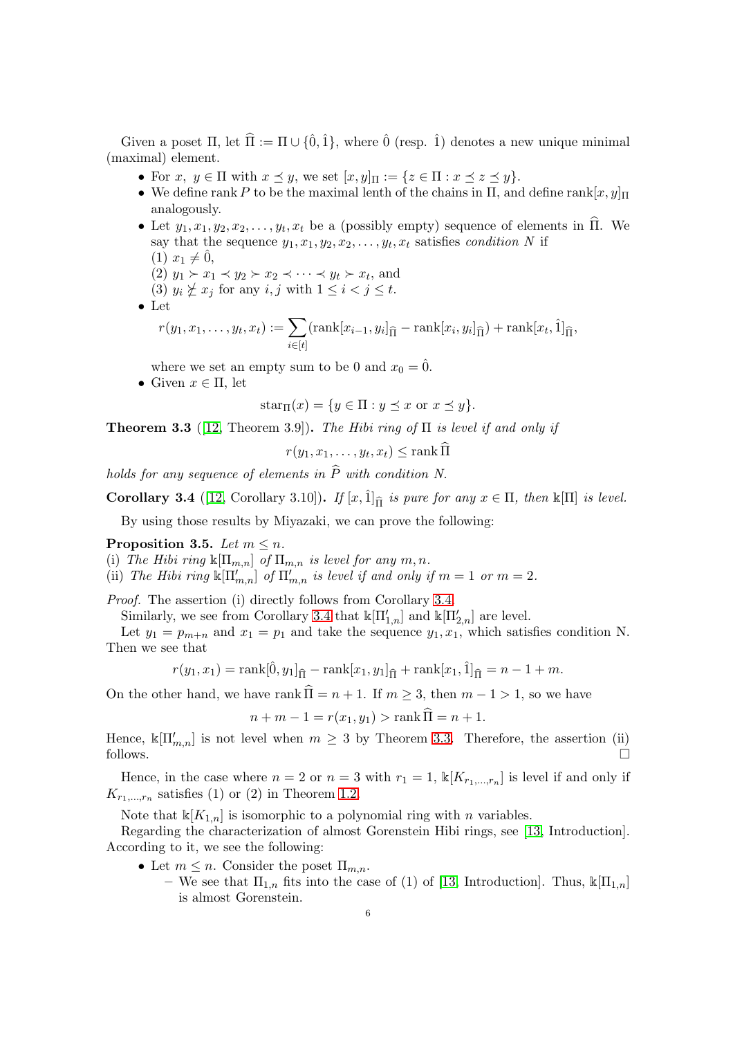Given a poset $\Pi$, let $\widehat{\Pi} := \Pi \cup \{\hat{0}, \hat{1}\}$, where $\hat{0}$ (resp. $\hat{1}$) denotes a new unique minimal (maximal) element.

- For $x,\ y \in \Pi$ with $x \preceq y$, we set $[x, y]_\Pi := \{z \in \Pi : x \preceq z \preceq y\}$.
- We define rank $P$ to be the maximal lenth of the chains in $\Pi$, and define $\operatorname{rank}[x, y]_\Pi$ analogously.
- Let $y_1, x_1, y_2, x_2, \ldots, y_t, x_t$ be a (possibly empty) sequence of elements in $\widehat{\Pi}$. We say that the sequence $y_1, x_1, y_2, x_2, \ldots, y_t, x_t$ satisfies *condition N* if
  (1) $x_1 \neq \hat{0}$,
  (2) $y_1 \succ x_1 \prec y_2 \succ x_2 \prec \cdots \prec y_t \succ x_t$, and
  (3) $y_i \not\succeq x_j$ for any $i, j$ with $1 \leq i < j \leq t$.
- Let
  $$r(y_1, x_1, \ldots, y_t, x_t) := \sum_{i\in[t]} (\operatorname{rank}[x_{i-1}, y_i]_{\widehat{\Pi}} - \operatorname{rank}[x_i, y_i]_{\widehat{\Pi}}) + \operatorname{rank}[x_t, \hat{1}]_{\widehat{\Pi}},$$
  where we set an empty sum to be 0 and $x_0 = \hat{0}$.
- Given $x \in \Pi$, let
  $$\operatorname{star}_\Pi(x) = \{y \in \Pi : y \preceq x \text{ or } x \preceq y\}.$$

**Theorem 3.3** ([12, Theorem 3.9]). *The Hibi ring of $\Pi$ is level if and only if*
$$r(y_1, x_1, \ldots, y_t, x_t) \leq \operatorname{rank} \widehat{\Pi}$$
*holds for any sequence of elements in $\widehat{P}$ with condition N.*

**Corollary 3.4** ([12, Corollary 3.10]). *If $[x, \hat{1}]_{\widehat{\Pi}}$ is pure for any $x \in \Pi$, then $\Bbbk[\Pi]$ is level.*

By using those results by Miyazaki, we can prove the following:

**Proposition 3.5.** *Let $m \leq n$.*
(i) *The Hibi ring $\Bbbk[\Pi_{m,n}]$ of $\Pi_{m,n}$ is level for any $m, n$.*
(ii) *The Hibi ring $\Bbbk[\Pi'_{m,n}]$ of $\Pi'_{m,n}$ is level if and only if $m = 1$ or $m = 2$.*

*Proof.* The assertion (i) directly follows from Corollary 3.4.

Similarly, we see from Corollary 3.4 that $\Bbbk[\Pi'_{1,n}]$ and $\Bbbk[\Pi'_{2,n}]$ are level.

Let $y_1 = p_{m+n}$ and $x_1 = p_1$ and take the sequence $y_1, x_1$, which satisfies condition N. Then we see that
$$r(y_1, x_1) = \operatorname{rank}[\hat{0}, y_1]_{\widehat{\Pi}} - \operatorname{rank}[x_1, y_1]_{\widehat{\Pi}} + \operatorname{rank}[x_1, \hat{1}]_{\widehat{\Pi}} = n - 1 + m.$$
On the other hand, we have $\operatorname{rank} \widehat{\Pi} = n + 1$. If $m \geq 3$, then $m - 1 > 1$, so we have
$$n + m - 1 = r(x_1, y_1) > \operatorname{rank} \widehat{\Pi} = n + 1.$$
Hence, $\Bbbk[\Pi'_{m,n}]$ is not level when $m \geq 3$ by Theorem 3.3. Therefore, the assertion (ii) follows. $\square$

Hence, in the case where $n = 2$ or $n = 3$ with $r_1 = 1$, $\Bbbk[K_{r_1,\ldots,r_n}]$ is level if and only if $K_{r_1,\ldots,r_n}$ satisfies (1) or (2) in Theorem 1.2.

Note that $\Bbbk[K_{1,n}]$ is isomorphic to a polynomial ring with $n$ variables.

Regarding the characterization of almost Gorenstein Hibi rings, see [13, Introduction]. According to it, we see the following:

- Let $m \leq n$. Consider the poset $\Pi_{m,n}$.
  - We see that $\Pi_{1,n}$ fits into the case of (1) of [13, Introduction]. Thus, $\Bbbk[\Pi_{1,n}]$ is almost Gorenstein.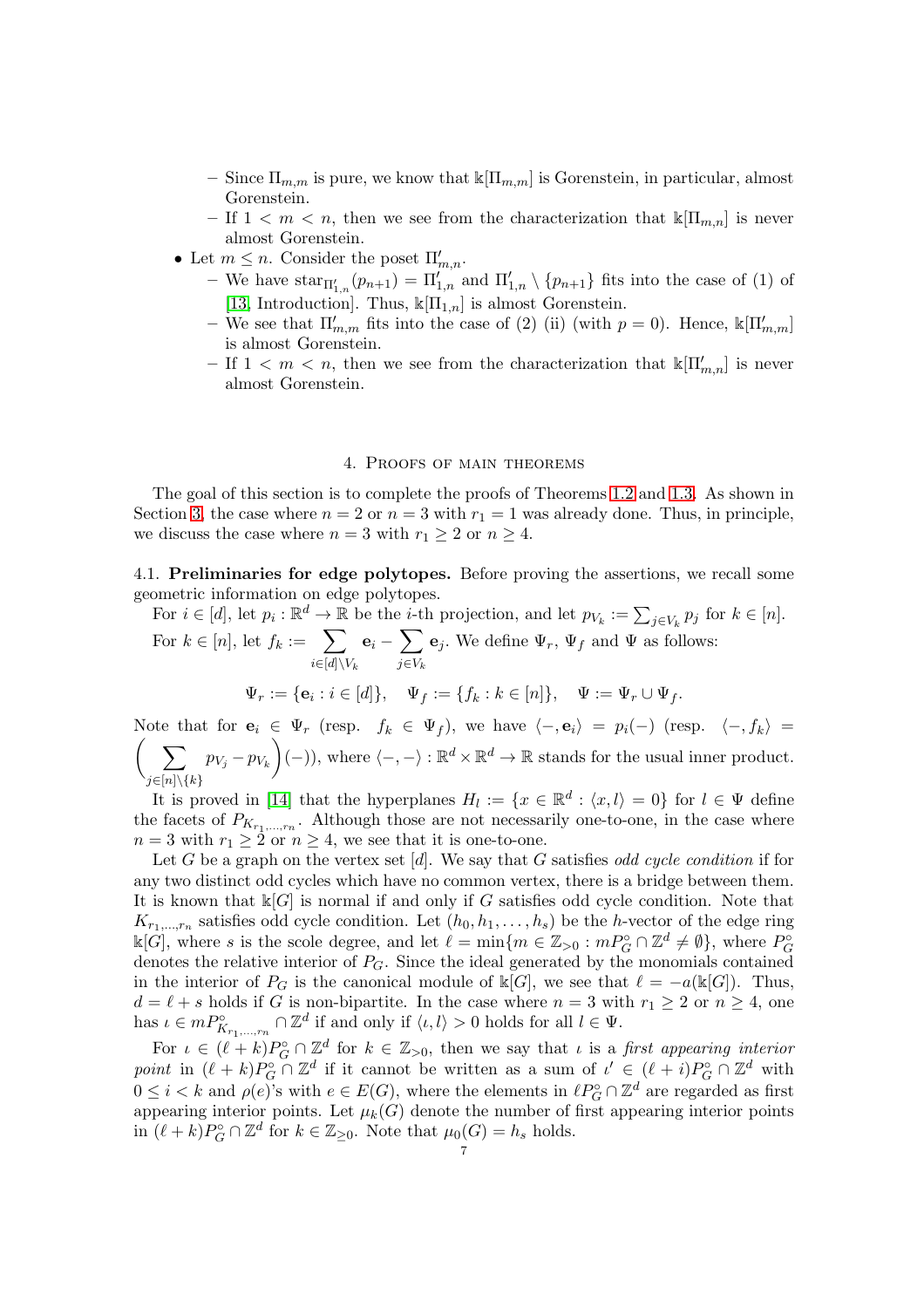- Since $\Pi_{m,m}$ is pure, we know that $\Bbbk[\Pi_{m,m}]$ is Gorenstein, in particular, almost Gorenstein.
  - If $1 < m < n$, then we see from the characterization that $\Bbbk[\Pi_{m,n}]$ is never almost Gorenstein.
- Let $m \leq n$. Consider the poset $\Pi'_{m,n}$.
  - We have $\text{star}_{\Pi'_{1,n}}(p_{n+1}) = \Pi'_{1,n}$ and $\Pi'_{1,n} \setminus \{p_{n+1}\}$ fits into the case of (1) of [13, Introduction]. Thus, $\Bbbk[\Pi_{1,n}]$ is almost Gorenstein.
  - We see that $\Pi'_{m,m}$ fits into the case of (2) (ii) (with $p = 0$). Hence, $\Bbbk[\Pi'_{m,m}]$ is almost Gorenstein.
  - If $1 < m < n$, then we see from the characterization that $\Bbbk[\Pi'_{m,n}]$ is never almost Gorenstein.

## 4. Proofs of main theorems

The goal of this section is to complete the proofs of Theorems 1.2 and 1.3. As shown in Section 3, the case where $n = 2$ or $n = 3$ with $r_1 = 1$ was already done. Thus, in principle, we discuss the case where $n = 3$ with $r_1 \geq 2$ or $n \geq 4$.

### 4.1. Preliminaries for edge polytopes.

Before proving the assertions, we recall some geometric information on edge polytopes.

For $i \in [d]$, let $p_i : \mathbb{R}^d \to \mathbb{R}$ be the $i$-th projection, and let $p_{V_k} := \sum_{j \in V_k} p_j$ for $k \in [n]$. For $k \in [n]$, let $f_k := \displaystyle\sum_{i \in [d] \setminus V_k} \mathbf{e}_i - \sum_{j \in V_k} \mathbf{e}_j$. We define $\Psi_r$, $\Psi_f$ and $\Psi$ as follows:

$$\Psi_r := \{\mathbf{e}_i : i \in [d]\}, \quad \Psi_f := \{f_k : k \in [n]\}, \quad \Psi := \Psi_r \cup \Psi_f.$$

Note that for $\mathbf{e}_i \in \Psi_r$ (resp. $f_k \in \Psi_f$), we have $\langle -, \mathbf{e}_i \rangle = p_i(-)$ (resp. $\langle -, f_k \rangle = \left( \displaystyle\sum_{j \in [n] \setminus \{k\}} p_{V_j} - p_{V_k} \right)(-)$), where $\langle -, - \rangle : \mathbb{R}^d \times \mathbb{R}^d \to \mathbb{R}$ stands for the usual inner product.

It is proved in [14] that the hyperplanes $H_l := \{x \in \mathbb{R}^d : \langle x, l \rangle = 0\}$ for $l \in \Psi$ define the facets of $P_{K_{r_1,\ldots,r_n}}$. Although those are not necessarily one-to-one, in the case where $n = 3$ with $r_1 \geq 2$ or $n \geq 4$, we see that it is one-to-one.

Let $G$ be a graph on the vertex set $[d]$. We say that $G$ satisfies *odd cycle condition* if for any two distinct odd cycles which have no common vertex, there is a bridge between them. It is known that $\Bbbk[G]$ is normal if and only if $G$ satisfies odd cycle condition. Note that $K_{r_1,\ldots,r_n}$ satisfies odd cycle condition. Let $(h_0, h_1, \ldots, h_s)$ be the $h$-vector of the edge ring $\Bbbk[G]$, where $s$ is the scole degree, and let $\ell = \min\{m \in \mathbb{Z}_{>0} : mP_G^\circ \cap \mathbb{Z}^d \neq \emptyset\}$, where $P_G^\circ$ denotes the relative interior of $P_G$. Since the ideal generated by the monomials contained in the interior of $P_G$ is the canonical module of $\Bbbk[G]$, we see that $\ell = -a(\Bbbk[G])$. Thus, $d = \ell + s$ holds if $G$ is non-bipartite. In the case where $n = 3$ with $r_1 \geq 2$ or $n \geq 4$, one has $\iota \in mP^\circ_{K_{r_1,\ldots,r_n}} \cap \mathbb{Z}^d$ if and only if $\langle \iota, l \rangle > 0$ holds for all $l \in \Psi$.

For $\iota \in (\ell + k)P_G^\circ \cap \mathbb{Z}^d$ for $k \in \mathbb{Z}_{>0}$, then we say that $\iota$ is a *first appearing interior point* in $(\ell + k)P_G^\circ \cap \mathbb{Z}^d$ if it cannot be written as a sum of $\iota' \in (\ell + i)P_G^\circ \cap \mathbb{Z}^d$ with $0 \leq i < k$ and $\rho(e)$'s with $e \in E(G)$, where the elements in $\ell P_G^\circ \cap \mathbb{Z}^d$ are regarded as first appearing interior points. Let $\mu_k(G)$ denote the number of first appearing interior points in $(\ell + k)P_G^\circ \cap \mathbb{Z}^d$ for $k \in \mathbb{Z}_{\geq 0}$. Note that $\mu_0(G) = h_s$ holds.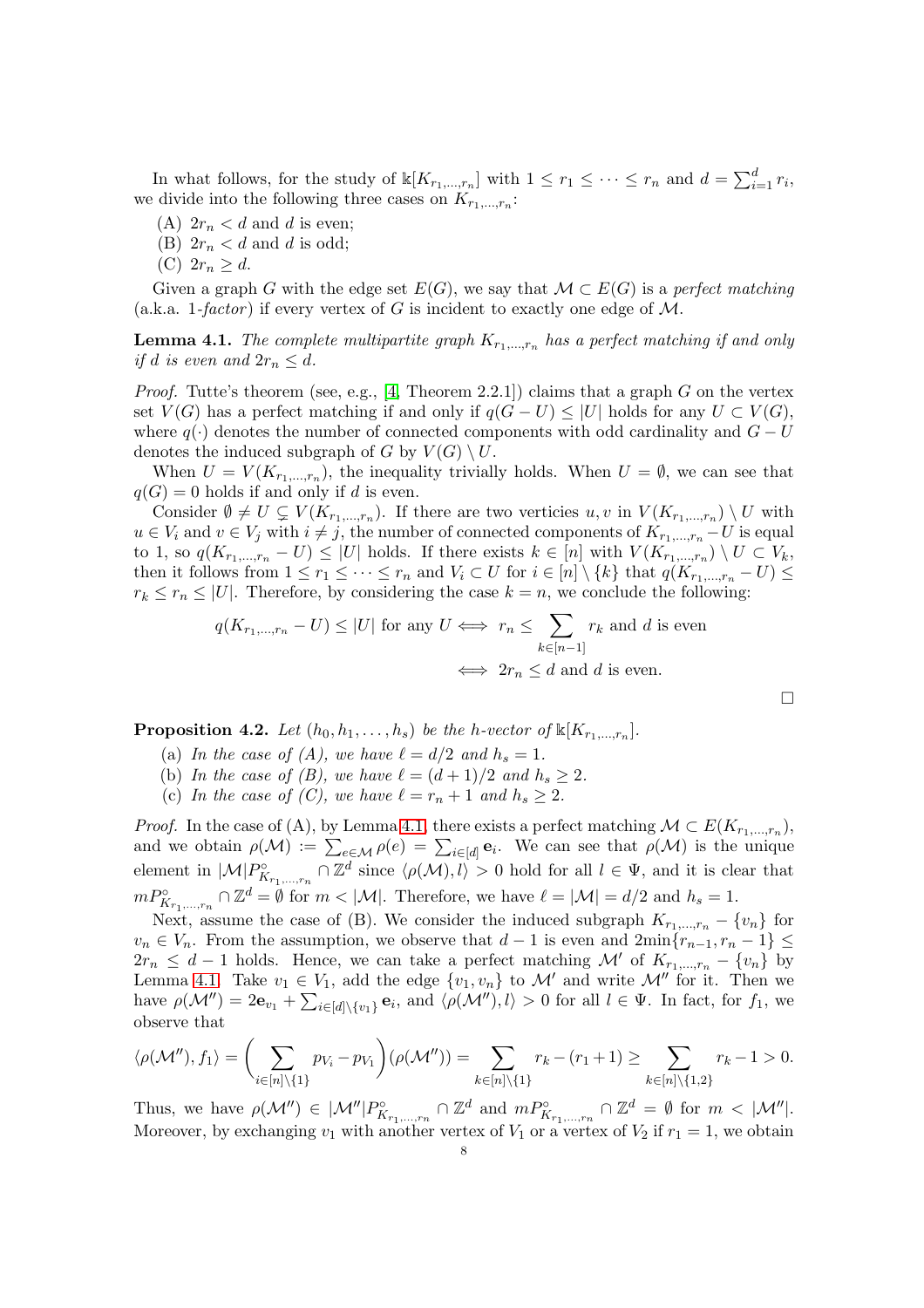In what follows, for the study of $\Bbbk[K_{r_1,\dots,r_n}]$ with $1 \le r_1 \le \cdots \le r_n$ and $d = \sum_{i=1}^{d} r_i$, we divide into the following three cases on $K_{r_1,\dots,r_n}$:

(A) $2r_n < d$ and $d$ is even;
(B) $2r_n < d$ and $d$ is odd;
(C) $2r_n \ge d$.

Given a graph $G$ with the edge set $E(G)$, we say that $\mathcal{M} \subset E(G)$ is a *perfect matching* (a.k.a. 1*-factor*) if every vertex of $G$ is incident to exactly one edge of $\mathcal{M}$.

**Lemma 4.1.** *The complete multipartite graph $K_{r_1,\dots,r_n}$ has a perfect matching if and only if $d$ is even and $2r_n \le d$.*

*Proof.* Tutte's theorem (see, e.g., [4, Theorem 2.2.1]) claims that a graph $G$ on the vertex set $V(G)$ has a perfect matching if and only if $q(G-U) \le |U|$ holds for any $U \subset V(G)$, where $q(\cdot)$ denotes the number of connected components with odd cardinality and $G-U$ denotes the induced subgraph of $G$ by $V(G) \setminus U$.

When $U = V(K_{r_1,\dots,r_n})$, the inequality trivially holds. When $U = \emptyset$, we can see that $q(G) = 0$ holds if and only if $d$ is even.

Consider $\emptyset \ne U \subsetneq V(K_{r_1,\dots,r_n})$. If there are two verticies $u, v$ in $V(K_{r_1,\dots,r_n}) \setminus U$ with $u \in V_i$ and $v \in V_j$ with $i \ne j$, the number of connected components of $K_{r_1,\dots,r_n} - U$ is equal to 1, so $q(K_{r_1,\dots,r_n} - U) \le |U|$ holds. If there exists $k \in [n]$ with $V(K_{r_1,\dots,r_n}) \setminus U \subset V_k$, then it follows from $1 \le r_1 \le \cdots \le r_n$ and $V_i \subset U$ for $i \in [n] \setminus \{k\}$ that $q(K_{r_1,\dots,r_n} - U) \le r_k \le r_n \le |U|$. Therefore, by considering the case $k = n$, we conclude the following:

$$
\begin{aligned}
q(K_{r_1,\dots,r_n} - U) \le |U| \text{ for any } U &\iff r_n \le \sum_{k \in [n-1]} r_k \text{ and } d \text{ is even} \\
&\iff 2r_n \le d \text{ and } d \text{ is even.}
\end{aligned}
$$

$\square$

**Proposition 4.2.** *Let $(h_0, h_1, \dots, h_s)$ be the $h$-vector of $\Bbbk[K_{r_1,\dots,r_n}]$.*

(a) *In the case of (A), we have $\ell = d/2$ and $h_s = 1$.*
(b) *In the case of (B), we have $\ell = (d+1)/2$ and $h_s \ge 2$.*
(c) *In the case of (C), we have $\ell = r_n + 1$ and $h_s \ge 2$.*

*Proof.* In the case of (A), by Lemma 4.1, there exists a perfect matching $\mathcal{M} \subset E(K_{r_1,\dots,r_n})$, and we obtain $\rho(\mathcal{M}) := \sum_{e \in \mathcal{M}} \rho(e) = \sum_{i \in [d]} \mathbf{e}_i$. We can see that $\rho(\mathcal{M})$ is the unique element in $|\mathcal{M}| P^\circ_{K_{r_1,\dots,r_n}} \cap \mathbb{Z}^d$ since $\langle \rho(\mathcal{M}), l \rangle > 0$ hold for all $l \in \Psi$, and it is clear that $m P^\circ_{K_{r_1,\dots,r_n}} \cap \mathbb{Z}^d = \emptyset$ for $m < |\mathcal{M}|$. Therefore, we have $\ell = |\mathcal{M}| = d/2$ and $h_s = 1$.

Next, assume the case of (B). We consider the induced subgraph $K_{r_1,\dots,r_n} - \{v_n\}$ for $v_n \in V_n$. From the assumption, we observe that $d-1$ is even and $2\min\{r_{n-1}, r_n - 1\} \le 2r_n \le d-1$ holds. Hence, we can take a perfect matching $\mathcal{M}'$ of $K_{r_1,\dots,r_n} - \{v_n\}$ by Lemma 4.1. Take $v_1 \in V_1$, add the edge $\{v_1, v_n\}$ to $\mathcal{M}'$ and write $\mathcal{M}''$ for it. Then we have $\rho(\mathcal{M}'') = 2\mathbf{e}_{v_1} + \sum_{i \in [d] \setminus \{v_1\}} \mathbf{e}_i$, and $\langle \rho(\mathcal{M}''), l \rangle > 0$ for all $l \in \Psi$. In fact, for $f_1$, we observe that

$$
\langle \rho(\mathcal{M}''), f_1 \rangle = \left( \sum_{i \in [n] \setminus \{1\}} p_{V_i} - p_{V_1} \right) (\rho(\mathcal{M}'')) = \sum_{k \in [n] \setminus \{1\}} r_k - (r_1 + 1) \ge \sum_{k \in [n] \setminus \{1,2\}} r_k - 1 > 0.
$$

Thus, we have $\rho(\mathcal{M}'') \in |\mathcal{M}''| P^\circ_{K_{r_1,\dots,r_n}} \cap \mathbb{Z}^d$ and $m P^\circ_{K_{r_1,\dots,r_n}} \cap \mathbb{Z}^d = \emptyset$ for $m < |\mathcal{M}''|$. Moreover, by exchanging $v_1$ with another vertex of $V_1$ or a vertex of $V_2$ if $r_1 = 1$, we obtain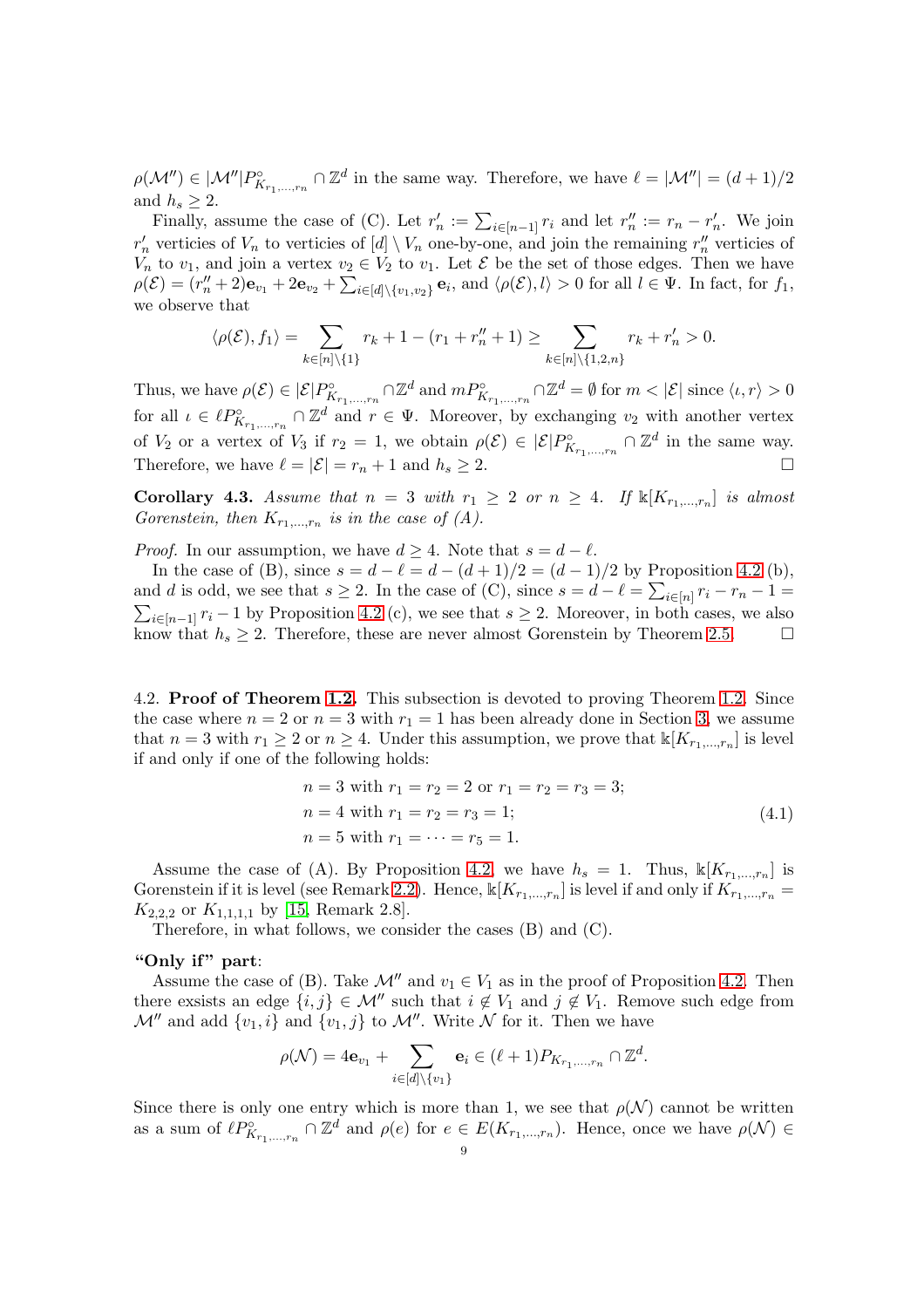$\rho(\mathcal{M}'') \in |\mathcal{M}''|P^{\circ}_{K_{r_1,\dots,r_n}} \cap \mathbb{Z}^d$ in the same way. Therefore, we have $\ell = |\mathcal{M}''| = (d+1)/2$ and $h_s \geq 2$.

Finally, assume the case of (C). Let $r'_n := \sum_{i \in [n-1]} r_i$ and let $r''_n := r_n - r'_n$. We join $r'_n$ verticies of $V_n$ to verticies of $[d] \setminus V_n$ one-by-one, and join the remaining $r''_n$ verticies of $V_n$ to $v_1$, and join a vertex $v_2 \in V_2$ to $v_1$. Let $\mathcal{E}$ be the set of those edges. Then we have $\rho(\mathcal{E}) = (r''_n+2)\mathbf{e}_{v_1} + 2\mathbf{e}_{v_2} + \sum_{i \in [d]\setminus\{v_1,v_2\}} \mathbf{e}_i$, and $\langle \rho(\mathcal{E}), l \rangle > 0$ for all $l \in \Psi$. In fact, for $f_1$, we observe that

$$\langle \rho(\mathcal{E}), f_1 \rangle = \sum_{k \in [n]\setminus\{1\}} r_k + 1 - (r_1 + r''_n + 1) \geq \sum_{k \in [n]\setminus\{1,2,n\}} r_k + r'_n > 0.$$

Thus, we have $\rho(\mathcal{E}) \in |\mathcal{E}|P^{\circ}_{K_{r_1,\dots,r_n}} \cap \mathbb{Z}^d$ and $mP^{\circ}_{K_{r_1,\dots,r_n}} \cap \mathbb{Z}^d = \emptyset$ for $m < |\mathcal{E}|$ since $\langle \iota, r \rangle > 0$ for all $\iota \in \ell P^{\circ}_{K_{r_1,\dots,r_n}} \cap \mathbb{Z}^d$ and $r \in \Psi$. Moreover, by exchanging $v_2$ with another vertex of $V_2$ or a vertex of $V_3$ if $r_2 = 1$, we obtain $\rho(\mathcal{E}) \in |\mathcal{E}|P^{\circ}_{K_{r_1,\dots,r_n}} \cap \mathbb{Z}^d$ in the same way. Therefore, we have $\ell = |\mathcal{E}| = r_n + 1$ and $h_s \geq 2$. □

**Corollary 4.3.** *Assume that $n = 3$ with $r_1 \geq 2$ or $n \geq 4$. If $\Bbbk[K_{r_1,\dots,r_n}]$ is almost Gorenstein, then $K_{r_1,\dots,r_n}$ is in the case of (A).*

*Proof.* In our assumption, we have $d \geq 4$. Note that $s = d - \ell$.

In the case of (B), since $s = d - \ell = d - (d+1)/2 = (d-1)/2$ by Proposition 4.2 (b), and $d$ is odd, we see that $s \geq 2$. In the case of (C), since $s = d - \ell = \sum_{i \in [n]} r_i - r_n - 1 = \sum_{i \in [n-1]} r_i - 1$ by Proposition 4.2 (c), we see that $s \geq 2$. Moreover, in both cases, we also know that $h_s \geq 2$. Therefore, these are never almost Gorenstein by Theorem 2.5. □

4.2. **Proof of Theorem 1.2.** This subsection is devoted to proving Theorem 1.2. Since the case where $n = 2$ or $n = 3$ with $r_1 = 1$ has been already done in Section 3, we assume that $n = 3$ with $r_1 \geq 2$ or $n \geq 4$. Under this assumption, we prove that $\Bbbk[K_{r_1,\dots,r_n}]$ is level if and only if one of the following holds:

$$\begin{aligned} &n = 3 \text{ with } r_1 = r_2 = 2 \text{ or } r_1 = r_2 = r_3 = 3; \\ &n = 4 \text{ with } r_1 = r_2 = r_3 = 1; \\ &n = 5 \text{ with } r_1 = \cdots = r_5 = 1. \end{aligned} \tag{4.1}$$

Assume the case of (A). By Proposition 4.2, we have $h_s = 1$. Thus, $\Bbbk[K_{r_1,\dots,r_n}]$ is Gorenstein if it is level (see Remark 2.2). Hence, $\Bbbk[K_{r_1,\dots,r_n}]$ is level if and only if $K_{r_1,\dots,r_n} = K_{2,2,2}$ or $K_{1,1,1,1}$ by [15, Remark 2.8].

Therefore, in what follows, we consider the cases (B) and (C).

**"Only if" part**:

Assume the case of (B). Take $\mathcal{M}''$ and $v_1 \in V_1$ as in the proof of Proposition 4.2. Then there exsists an edge $\{i, j\} \in \mathcal{M}''$ such that $i \notin V_1$ and $j \notin V_1$. Remove such edge from $\mathcal{M}''$ and add $\{v_1, i\}$ and $\{v_1, j\}$ to $\mathcal{M}''$. Write $\mathcal{N}$ for it. Then we have

$$\rho(\mathcal{N}) = 4\mathbf{e}_{v_1} + \sum_{i \in [d]\setminus\{v_1\}} \mathbf{e}_i \in (\ell+1)P_{K_{r_1,\dots,r_n}} \cap \mathbb{Z}^d.$$

Since there is only one entry which is more than 1, we see that $\rho(\mathcal{N})$ cannot be written as a sum of $\ell P^{\circ}_{K_{r_1,\dots,r_n}} \cap \mathbb{Z}^d$ and $\rho(e)$ for $e \in E(K_{r_1,\dots,r_n})$. Hence, once we have $\rho(\mathcal{N}) \in$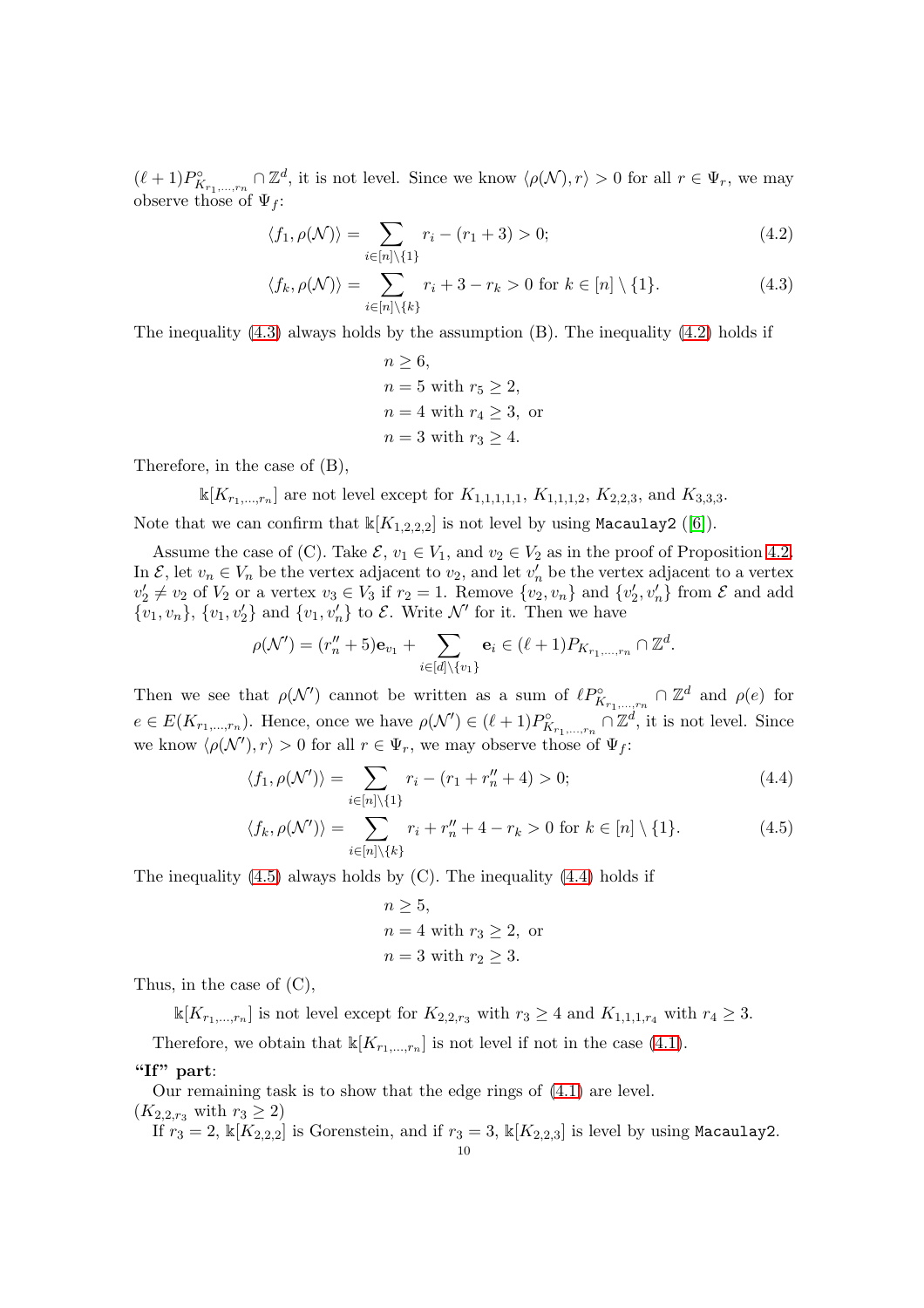$(\ell+1)P^{\circ}_{K_{r_1,\dots,r_n}} \cap \mathbb{Z}^d$, it is not level. Since we know $\langle \rho(\mathcal{N}), r\rangle > 0$ for all $r \in \Psi_r$, we may observe those of $\Psi_f$:

$$\langle f_1, \rho(\mathcal{N})\rangle = \sum_{i\in[n]\setminus\{1\}} r_i - (r_1+3) > 0; \tag{4.2}$$

$$\langle f_k, \rho(\mathcal{N})\rangle = \sum_{i\in[n]\setminus\{k\}} r_i + 3 - r_k > 0 \text{ for } k \in [n]\setminus\{1\}. \tag{4.3}$$

The inequality (4.3) always holds by the assumption (B). The inequality (4.2) holds if

$n \geq 6,$
$n = 5$ with $r_5 \geq 2,$
$n = 4$ with $r_4 \geq 3,$ or
$n = 3$ with $r_3 \geq 4.$

Therefore, in the case of (B),

$\Bbbk[K_{r_1,\dots,r_n}]$ are not level except for $K_{1,1,1,1,1}$, $K_{1,1,1,2}$, $K_{2,2,3}$, and $K_{3,3,3}$.

Note that we can confirm that $\Bbbk[K_{1,2,2,2}]$ is not level by using `Macaulay2` ([6]).

Assume the case of (C). Take $\mathcal{E}$, $v_1 \in V_1$, and $v_2 \in V_2$ as in the proof of Proposition 4.2. In $\mathcal{E}$, let $v_n \in V_n$ be the vertex adjacent to $v_2$, and let $v_n'$ be the vertex adjacent to a vertex $v_2' \neq v_2$ of $V_2$ or a vertex $v_3 \in V_3$ if $r_2 = 1$. Remove $\{v_2, v_n\}$ and $\{v_2', v_n'\}$ from $\mathcal{E}$ and add $\{v_1, v_n\}$, $\{v_1, v_2'\}$ and $\{v_1, v_n'\}$ to $\mathcal{E}$. Write $\mathcal{N}'$ for it. Then we have

$$\rho(\mathcal{N}') = (r_n''+5)\mathbf{e}_{v_1} + \sum_{i\in[d]\setminus\{v_1\}} \mathbf{e}_i \in (\ell+1)P_{K_{r_1,\dots,r_n}} \cap \mathbb{Z}^d.$$

Then we see that $\rho(\mathcal{N}')$ cannot be written as a sum of $\ell P^{\circ}_{K_{r_1,\dots,r_n}} \cap \mathbb{Z}^d$ and $\rho(e)$ for $e \in E(K_{r_1,\dots,r_n})$. Hence, once we have $\rho(\mathcal{N}') \in (\ell+1)P^{\circ}_{K_{r_1,\dots,r_n}} \cap \mathbb{Z}^d$, it is not level. Since we know $\langle \rho(\mathcal{N}'), r\rangle > 0$ for all $r \in \Psi_r$, we may observe those of $\Psi_f$:

$$\langle f_1, \rho(\mathcal{N}')\rangle = \sum_{i\in[n]\setminus\{1\}} r_i - (r_1 + r_n'' + 4) > 0; \tag{4.4}$$

$$\langle f_k, \rho(\mathcal{N}')\rangle = \sum_{i\in[n]\setminus\{k\}} r_i + r_n'' + 4 - r_k > 0 \text{ for } k \in [n]\setminus\{1\}. \tag{4.5}$$

The inequality (4.5) always holds by (C). The inequality (4.4) holds if

$n \geq 5,$
$n = 4$ with $r_3 \geq 2,$ or
$n = 3$ with $r_2 \geq 3.$

Thus, in the case of (C),

$\Bbbk[K_{r_1,\dots,r_n}]$ is not level except for $K_{2,2,r_3}$ with $r_3 \geq 4$ and $K_{1,1,1,r_4}$ with $r_4 \geq 3$.

Therefore, we obtain that $\Bbbk[K_{r_1,\dots,r_n}]$ is not level if not in the case (4.1).

**"If" part**:

Our remaining task is to show that the edge rings of (4.1) are level.

($K_{2,2,r_3}$ with $r_3 \geq 2$)

If $r_3 = 2$, $\Bbbk[K_{2,2,2}]$ is Gorenstein, and if $r_3 = 3$, $\Bbbk[K_{2,2,3}]$ is level by using `Macaulay2`.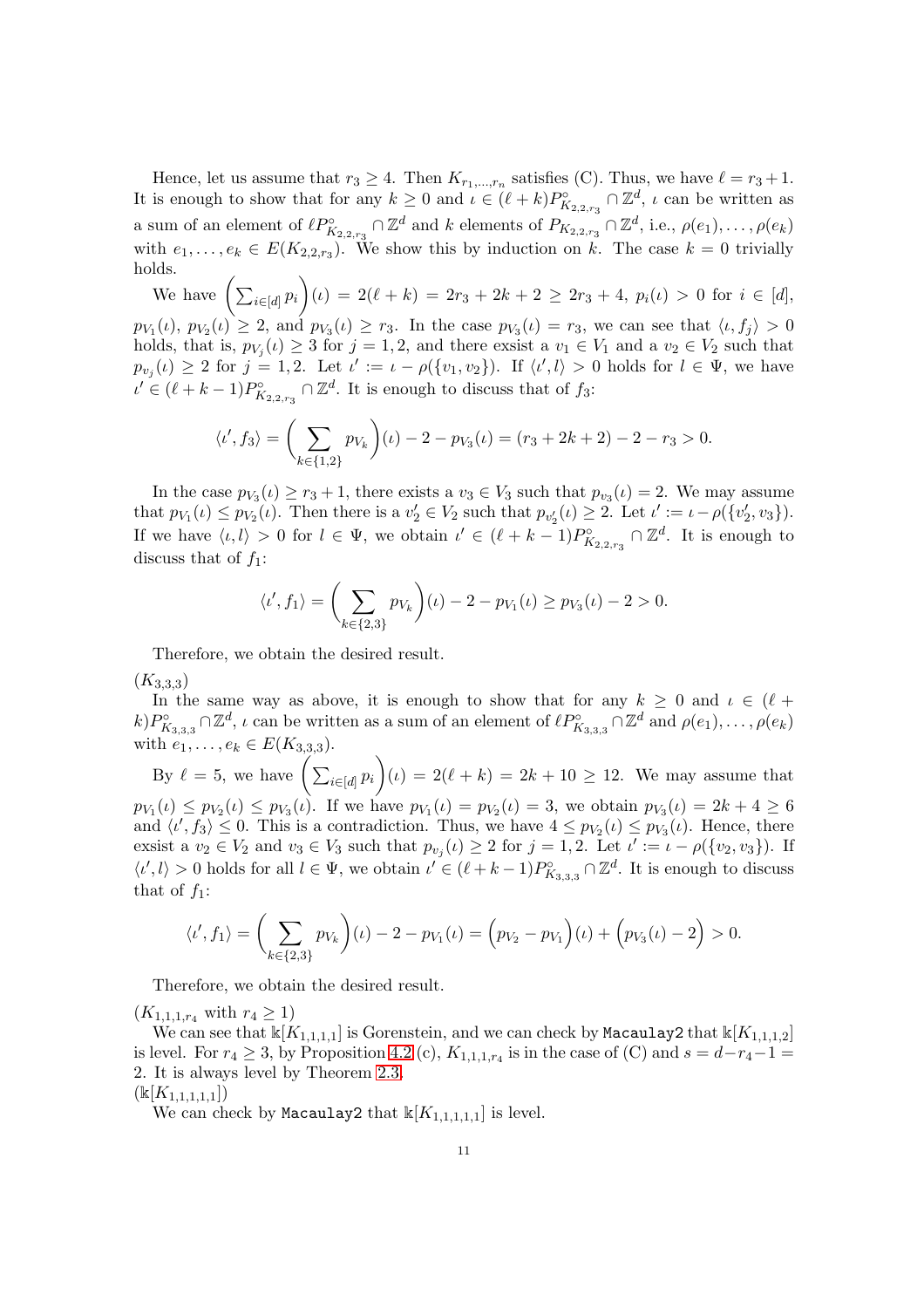Hence, let us assume that $r_3 \geq 4$. Then $K_{r_1,\dots,r_n}$ satisfies (C). Thus, we have $\ell = r_3 + 1$. It is enough to show that for any $k \geq 0$ and $\iota \in (\ell + k)P^\circ_{K_{2,2,r_3}} \cap \mathbb{Z}^d$, $\iota$ can be written as a sum of an element of $\ell P^\circ_{K_{2,2,r_3}} \cap \mathbb{Z}^d$ and $k$ elements of $P_{K_{2,2,r_3}} \cap \mathbb{Z}^d$, i.e., $\rho(e_1), \dots, \rho(e_k)$ with $e_1, \dots, e_k \in E(K_{2,2,r_3})$. We show this by induction on $k$. The case $k = 0$ trivially holds.

We have $\left(\sum_{i\in[d]} p_i\right)(\iota) = 2(\ell + k) = 2r_3 + 2k + 2 \geq 2r_3 + 4$, $p_i(\iota) > 0$ for $i \in [d]$, $p_{V_1}(\iota)$, $p_{V_2}(\iota) \geq 2$, and $p_{V_3}(\iota) \geq r_3$. In the case $p_{V_3}(\iota) = r_3$, we can see that $\langle \iota, f_j \rangle > 0$ holds, that is, $p_{V_j}(\iota) \geq 3$ for $j = 1, 2$, and there exsist a $v_1 \in V_1$ and a $v_2 \in V_2$ such that $p_{v_j}(\iota) \geq 2$ for $j = 1, 2$. Let $\iota' := \iota - \rho(\{v_1, v_2\})$. If $\langle \iota', l \rangle > 0$ holds for $l \in \Psi$, we have $\iota' \in (\ell + k - 1)P^\circ_{K_{2,2,r_3}} \cap \mathbb{Z}^d$. It is enough to discuss that of $f_3$:

$$\langle \iota', f_3 \rangle = \left(\sum_{k\in\{1,2\}} p_{V_k}\right)(\iota) - 2 - p_{V_3}(\iota) = (r_3 + 2k + 2) - 2 - r_3 > 0.$$

In the case $p_{V_3}(\iota) \geq r_3 + 1$, there exists a $v_3 \in V_3$ such that $p_{v_3}(\iota) = 2$. We may assume that $p_{V_1}(\iota) \leq p_{V_2}(\iota)$. Then there is a $v_2' \in V_2$ such that $p_{v_2'}(\iota) \geq 2$. Let $\iota' := \iota - \rho(\{v_2', v_3\})$. If we have $\langle \iota, l \rangle > 0$ for $l \in \Psi$, we obtain $\iota' \in (\ell + k - 1)P^\circ_{K_{2,2,r_3}} \cap \mathbb{Z}^d$. It is enough to discuss that of $f_1$:

$$\langle \iota', f_1 \rangle = \left(\sum_{k\in\{2,3\}} p_{V_k}\right)(\iota) - 2 - p_{V_1}(\iota) \geq p_{V_3}(\iota) - 2 > 0.$$

Therefore, we obtain the desired result.

($K_{3,3,3}$)

In the same way as above, it is enough to show that for any $k \geq 0$ and $\iota \in (\ell + k)P^\circ_{K_{3,3,3}} \cap \mathbb{Z}^d$, $\iota$ can be written as a sum of an element of $\ell P^\circ_{K_{3,3,3}} \cap \mathbb{Z}^d$ and $\rho(e_1), \dots, \rho(e_k)$ with $e_1, \dots, e_k \in E(K_{3,3,3})$.

By $\ell = 5$, we have $\left(\sum_{i\in[d]} p_i\right)(\iota) = 2(\ell + k) = 2k + 10 \geq 12$. We may assume that $p_{V_1}(\iota) \leq p_{V_2}(\iota) \leq p_{V_3}(\iota)$. If we have $p_{V_1}(\iota) = p_{V_2}(\iota) = 3$, we obtain $p_{V_3}(\iota) = 2k + 4 \geq 6$ and $\langle \iota', f_3 \rangle \leq 0$. This is a contradiction. Thus, we have $4 \leq p_{V_2}(\iota) \leq p_{V_3}(\iota)$. Hence, there exist a $v_2 \in V_2$ and $v_3 \in V_3$ such that $p_{v_j}(\iota) \geq 2$ for $j = 1, 2$. Let $\iota' := \iota - \rho(\{v_2, v_3\})$. If $\langle \iota', l \rangle > 0$ holds for all $l \in \Psi$, we obtain $\iota' \in (\ell + k - 1)P^\circ_{K_{3,3,3}} \cap \mathbb{Z}^d$. It is enough to discuss that of $f_1$:

$$\langle \iota', f_1 \rangle = \left(\sum_{k\in\{2,3\}} p_{V_k}\right)(\iota) - 2 - p_{V_1}(\iota) = \Big(p_{V_2} - p_{V_1}\Big)(\iota) + \Big(p_{V_3}(\iota) - 2\Big) > 0.$$

Therefore, we obtain the desired result.

($K_{1,1,1,r_4}$ with $r_4 \geq 1$)

We can see that $\Bbbk[K_{1,1,1,1}]$ is Gorenstein, and we can check by `Macaulay2` that $\Bbbk[K_{1,1,1,2}]$ is level. For $r_4 \geq 3$, by Proposition 4.2 (c), $K_{1,1,1,r_4}$ is in the case of (C) and $s = d - r_4 - 1 = 2$. It is always level by Theorem 2.3.

($\Bbbk[K_{1,1,1,1,1}]$)

We can check by `Macaulay2` that $\Bbbk[K_{1,1,1,1,1}]$ is level.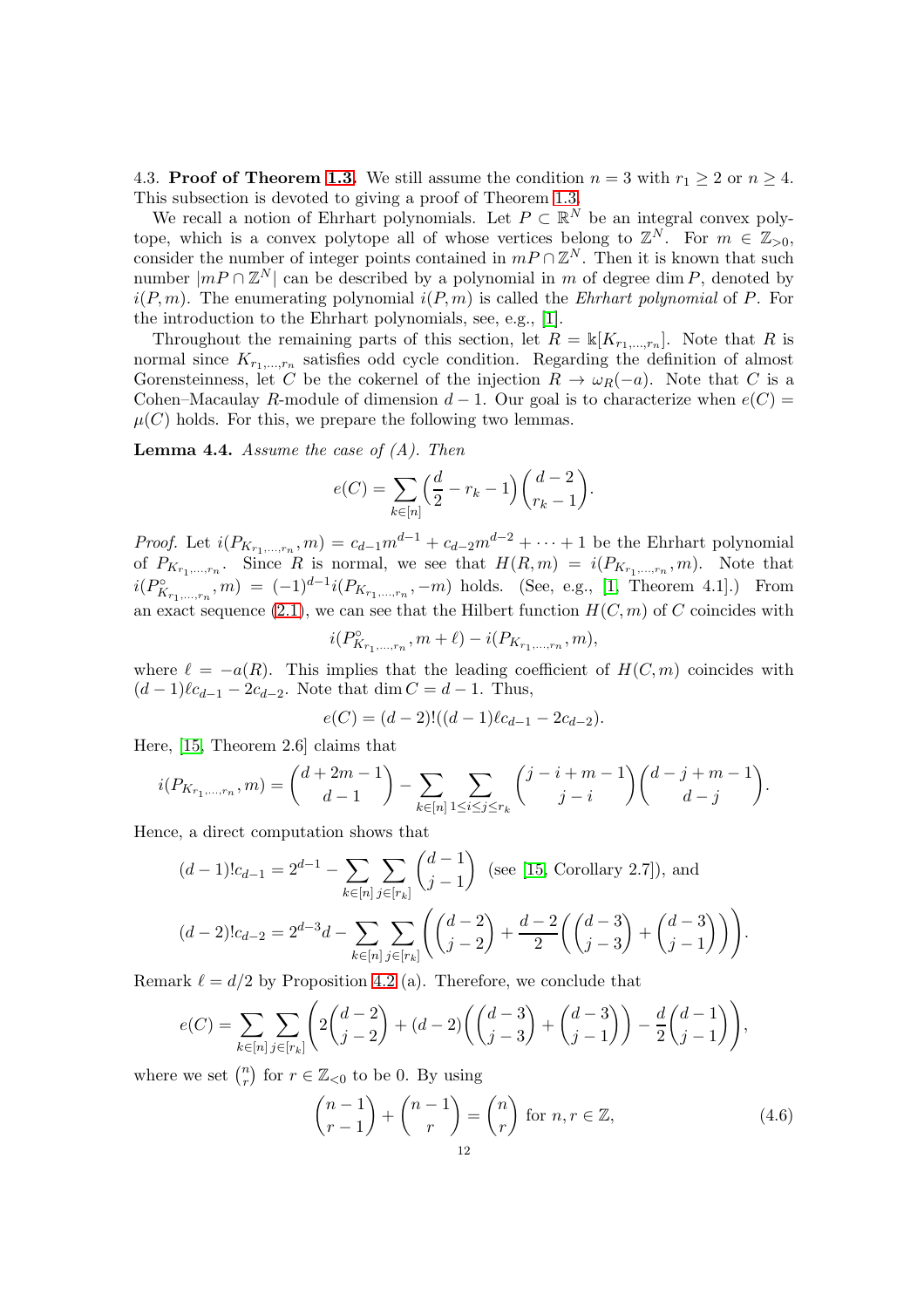4.3. **Proof of Theorem 1.3.** We still assume the condition $n = 3$ with $r_1 \geq 2$ or $n \geq 4$. This subsection is devoted to giving a proof of Theorem 1.3.

We recall a notion of Ehrhart polynomials. Let $P \subset \mathbb{R}^N$ be an integral convex polytope, which is a convex polytope all of whose vertices belong to $\mathbb{Z}^N$. For $m \in \mathbb{Z}_{>0}$, consider the number of integer points contained in $mP \cap \mathbb{Z}^N$. Then it is known that such number $|mP \cap \mathbb{Z}^N|$ can be described by a polynomial in $m$ of degree $\dim P$, denoted by $i(P, m)$. The enumerating polynomial $i(P, m)$ is called the *Ehrhart polynomial* of $P$. For the introduction to the Ehrhart polynomials, see, e.g., [1].

Throughout the remaining parts of this section, let $R = \Bbbk[K_{r_1,\dots,r_n}]$. Note that $R$ is normal since $K_{r_1,\dots,r_n}$ satisfies odd cycle condition. Regarding the definition of almost Gorensteinness, let $C$ be the cokernel of the injection $R \to \omega_R(-a)$. Note that $C$ is a Cohen–Macaulay $R$-module of dimension $d-1$. Our goal is to characterize when $e(C) = \mu(C)$ holds. For this, we prepare the following two lemmas.

**Lemma 4.4.** *Assume the case of (A). Then*

$$e(C) = \sum_{k \in [n]} \left(\frac{d}{2} - r_k - 1\right)\binom{d-2}{r_k - 1}.$$

*Proof.* Let $i(P_{K_{r_1,\dots,r_n}}, m) = c_{d-1}m^{d-1} + c_{d-2}m^{d-2} + \cdots + 1$ be the Ehrhart polynomial of $P_{K_{r_1,\dots,r_n}}$. Since $R$ is normal, we see that $H(R, m) = i(P_{K_{r_1,\dots,r_n}}, m)$. Note that $i(P^\circ_{K_{r_1,\dots,r_n}}, m) = (-1)^{d-1} i(P_{K_{r_1,\dots,r_n}}, -m)$ holds. (See, e.g., [1, Theorem 4.1].) From an exact sequence (2.1), we can see that the Hilbert function $H(C, m)$ of $C$ coincides with

$$i(P^\circ_{K_{r_1,\dots,r_n}}, m + \ell) - i(P_{K_{r_1,\dots,r_n}}, m),$$

where $\ell = -a(R)$. This implies that the leading coefficient of $H(C, m)$ coincides with $(d-1)\ell c_{d-1} - 2c_{d-2}$. Note that $\dim C = d - 1$. Thus,

$$e(C) = (d-2)!((d-1)\ell c_{d-1} - 2c_{d-2}).$$

Here, [15, Theorem 2.6] claims that

$$i(P_{K_{r_1,\dots,r_n}}, m) = \binom{d+2m-1}{d-1} - \sum_{k \in [n]} \sum_{1 \leq i \leq j \leq r_k} \binom{j-i+m-1}{j-i}\binom{d-j+m-1}{d-j}.$$

Hence, a direct computation shows that

$$(d-1)!c_{d-1} = 2^{d-1} - \sum_{k \in [n]} \sum_{j \in [r_k]} \binom{d-1}{j-1} \ \text{ (see [15, Corollary 2.7]), and}$$

$$(d-2)!c_{d-2} = 2^{d-3}d - \sum_{k \in [n]} \sum_{j \in [r_k]} \left(\binom{d-2}{j-2} + \frac{d-2}{2}\left(\binom{d-3}{j-3} + \binom{d-3}{j-1}\right)\right).$$

Remark $\ell = d/2$ by Proposition 4.2 (a). Therefore, we conclude that

$$e(C) = \sum_{k \in [n]} \sum_{j \in [r_k]} \left(2\binom{d-2}{j-2} + (d-2)\left(\binom{d-3}{j-3} + \binom{d-3}{j-1}\right) - \frac{d}{2}\binom{d-1}{j-1}\right),$$

where we set $\binom{n}{r}$ for $r \in \mathbb{Z}_{<0}$ to be 0. By using

$$\binom{n-1}{r-1} + \binom{n-1}{r} = \binom{n}{r} \text{ for } n, r \in \mathbb{Z}, \tag{4.6}$$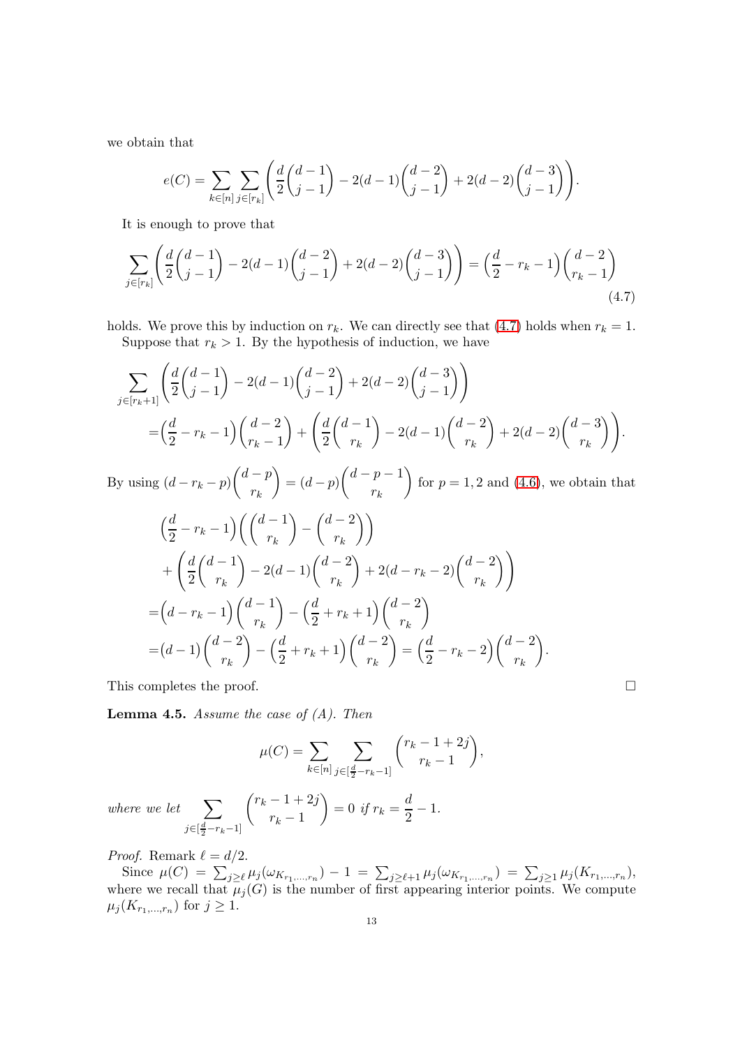we obtain that

$$e(C) = \sum_{k\in[n]} \sum_{j\in[r_k]} \left( \frac{d}{2}\binom{d-1}{j-1} - 2(d-1)\binom{d-2}{j-1} + 2(d-2)\binom{d-3}{j-1} \right).$$

It is enough to prove that

$$\sum_{j\in[r_k]} \left( \frac{d}{2}\binom{d-1}{j-1} - 2(d-1)\binom{d-2}{j-1} + 2(d-2)\binom{d-3}{j-1} \right) = \Big(\frac{d}{2} - r_k - 1\Big)\binom{d-2}{r_k-1} \tag{4.7}$$

holds. We prove this by induction on $r_k$. We can directly see that (4.7) holds when $r_k = 1$.

Suppose that $r_k > 1$. By the hypothesis of induction, we have

$$\begin{aligned}
&\sum_{j\in[r_k+1]} \left( \frac{d}{2}\binom{d-1}{j-1} - 2(d-1)\binom{d-2}{j-1} + 2(d-2)\binom{d-3}{j-1} \right) \\
=&\Big(\frac{d}{2} - r_k - 1\Big)\binom{d-2}{r_k-1} + \left( \frac{d}{2}\binom{d-1}{r_k} - 2(d-1)\binom{d-2}{r_k} + 2(d-2)\binom{d-3}{r_k} \right).
\end{aligned}$$

By using $(d-r_k-p)\binom{d-p}{r_k} = (d-p)\binom{d-p-1}{r_k}$ for $p = 1, 2$ and (4.6), we obtain that

$$\begin{aligned}
&\Big(\frac{d}{2} - r_k - 1\Big)\left( \binom{d-1}{r_k} - \binom{d-2}{r_k} \right) \\
&+ \left( \frac{d}{2}\binom{d-1}{r_k} - 2(d-1)\binom{d-2}{r_k} + 2(d-r_k-2)\binom{d-2}{r_k} \right) \\
=&\Big(d - r_k - 1\Big)\binom{d-1}{r_k} - \Big(\frac{d}{2} + r_k + 1\Big)\binom{d-2}{r_k} \\
=&(d-1)\binom{d-2}{r_k} - \Big(\frac{d}{2} + r_k + 1\Big)\binom{d-2}{r_k} = \Big(\frac{d}{2} - r_k - 2\Big)\binom{d-2}{r_k}.
\end{aligned}$$

This completes the proof. $\square$

**Lemma 4.5.** *Assume the case of (A). Then*

$$\mu(C) = \sum_{k\in[n]} \sum_{j\in[\frac{d}{2}-r_k-1]} \binom{r_k-1+2j}{r_k-1},$$

*where we let* $\displaystyle\sum_{j\in[\frac{d}{2}-r_k-1]} \binom{r_k-1+2j}{r_k-1} = 0$ *if* $r_k = \dfrac{d}{2} - 1$.

*Proof.* Remark $\ell = d/2$.

Since $\mu(C) = \sum_{j\geq \ell} \mu_j(\omega_{K_{r_1,\ldots,r_n}}) - 1 = \sum_{j\geq \ell+1} \mu_j(\omega_{K_{r_1,\ldots,r_n}}) = \sum_{j\geq 1} \mu_j(K_{r_1,\ldots,r_n})$, where we recall that $\mu_j(G)$ is the number of first appearing interior points. We compute $\mu_j(K_{r_1,\ldots,r_n})$ for $j \geq 1$.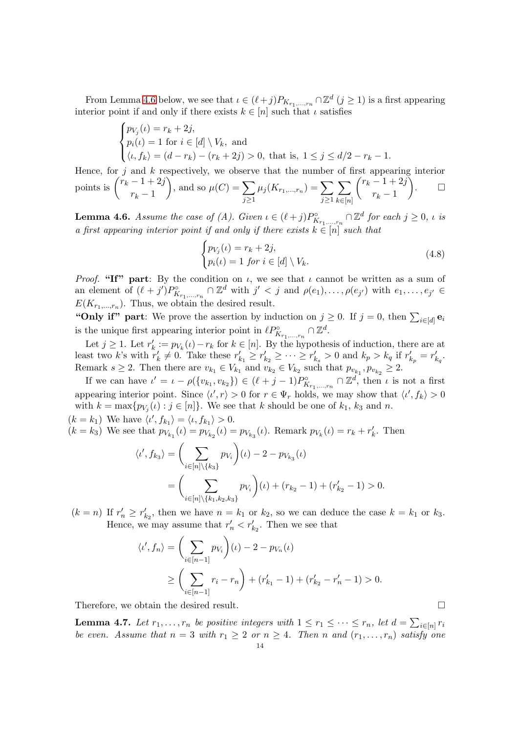From Lemma 4.6 below, we see that $\iota \in (\ell+j)P_{K_{r_1,\dots,r_n}} \cap \mathbb{Z}^d$ ($j \geq 1$) is a first appearing interior point if and only if there exists $k \in [n]$ such that $\iota$ satisfies

$$\begin{cases} p_{V_j}(\iota) = r_k + 2j, \\ p_i(\iota) = 1 \text{ for } i \in [d] \setminus V_k, \text{ and} \\ \langle \iota, f_k \rangle = (d - r_k) - (r_k + 2j) > 0, \text{ that is, } 1 \leq j \leq d/2 - r_k - 1. \end{cases}$$

Hence, for $j$ and $k$ respectively, we observe that the number of first appearing interior points is $\binom{r_k - 1 + 2j}{r_k - 1}$, and so $\mu(C) = \sum_{j \geq 1} \mu_j(K_{r_1,\dots,r_n}) = \sum_{j \geq 1} \sum_{k \in [n]} \binom{r_k - 1 + 2j}{r_k - 1}$. $\square$

**Lemma 4.6.** *Assume the case of (A). Given $\iota \in (\ell+j)P^\circ_{K_{r_1,\dots,r_n}} \cap \mathbb{Z}^d$ for each $j \geq 0$, $\iota$ is a first appearing interior point if and only if there exists $k \in [n]$ such that*

$$\begin{cases} p_{V_j}(\iota) = r_k + 2j, \\ p_i(\iota) = 1 \text{ for } i \in [d] \setminus V_k. \end{cases} \tag{4.8}$$

*Proof.* **"If" part**: By the condition on $\iota$, we see that $\iota$ cannot be written as a sum of an element of $(\ell + j')P^\circ_{K_{r_1,\dots,r_n}} \cap \mathbb{Z}^d$ with $j' < j$ and $\rho(e_1), \dots, \rho(e_{j'})$ with $e_1, \dots, e_{j'} \in E(K_{r_1,\dots,r_n})$. Thus, we obtain the desired result.

**"Only if" part**: We prove the assertion by induction on $j \geq 0$. If $j = 0$, then $\sum_{i \in [d]} \mathbf{e}_i$ is the unique first appearing interior point in $\ell P^\circ_{K_{r_1,\dots,r_n}} \cap \mathbb{Z}^d$.

Let $j \geq 1$. Let $r'_k := p_{V_k}(\iota) - r_k$ for $k \in [n]$. By the hypothesis of induction, there are at least two $k$'s with $r'_k \neq 0$. Take these $r'_{k_1} \geq r'_{k_2} \geq \cdots \geq r'_{k_s} > 0$ and $k_p > k_q$ if $r'_{k_p} = r'_{k_q}$. Remark $s \geq 2$. Then there are $v_{k_1} \in V_{k_1}$ and $v_{k_2} \in V_{k_2}$ such that $p_{v_{k_1}}, p_{v_{k_2}} \geq 2$.

If we can have $\iota' = \iota - \rho(\{v_{k_1}, v_{k_2}\}) \in (\ell + j - 1)P^\circ_{K_{r_1,\dots,r_n}} \cap \mathbb{Z}^d$, then $\iota$ is not a first appearing interior point. Since $\langle \iota', r \rangle > 0$ for $r \in \Psi_r$ holds, we may show that $\langle \iota', f_k \rangle > 0$ with $k = \max\{p_{V_j}(\iota) : j \in [n]\}$. We see that $k$ should be one of $k_1$, $k_3$ and $n$.

($k = k_1$) We have $\langle \iota', f_{k_1} \rangle = \langle \iota, f_{k_1} \rangle > 0$.

($k = k_3$) We see that $p_{V_{k_1}}(\iota) = p_{V_{k_2}}(\iota) = p_{V_{k_3}}(\iota)$. Remark $p_{V_k}(\iota) = r_k + r'_k$. Then

$$\begin{aligned} \langle \iota', f_{k_3} \rangle &= \left( \sum_{i \in [n] \setminus \{k_3\}} p_{V_i} \right)(\iota) - 2 - p_{V_{k_3}}(\iota) \\ &= \left( \sum_{i \in [n] \setminus \{k_1, k_2, k_3\}} p_{V_i} \right)(\iota) + (r_{k_2} - 1) + (r'_{k_2} - 1) > 0. \end{aligned}$$

($k = n$) If $r'_n \geq r'_{k_2}$, then we have $n = k_1$ or $k_2$, so we can deduce the case $k = k_1$ or $k_3$. Hence, we may assume that $r'_n < r'_{k_2}$. Then we see that

$$\begin{aligned} \langle \iota', f_n \rangle &= \left( \sum_{i \in [n-1]} p_{V_i} \right)(\iota) - 2 - p_{V_n}(\iota) \\ &\geq \left( \sum_{i \in [n-1]} r_i - r_n \right) + (r'_{k_1} - 1) + (r'_{k_2} - r'_n - 1) > 0. \end{aligned}$$

Therefore, we obtain the desired result. $\square$

**Lemma 4.7.** *Let $r_1, \dots, r_n$ be positive integers with $1 \leq r_1 \leq \cdots \leq r_n$, let $d = \sum_{i \in [n]} r_i$ be even. Assume that $n = 3$ with $r_1 \geq 2$ or $n \geq 4$. Then $n$ and $(r_1, \dots, r_n)$ satisfy one*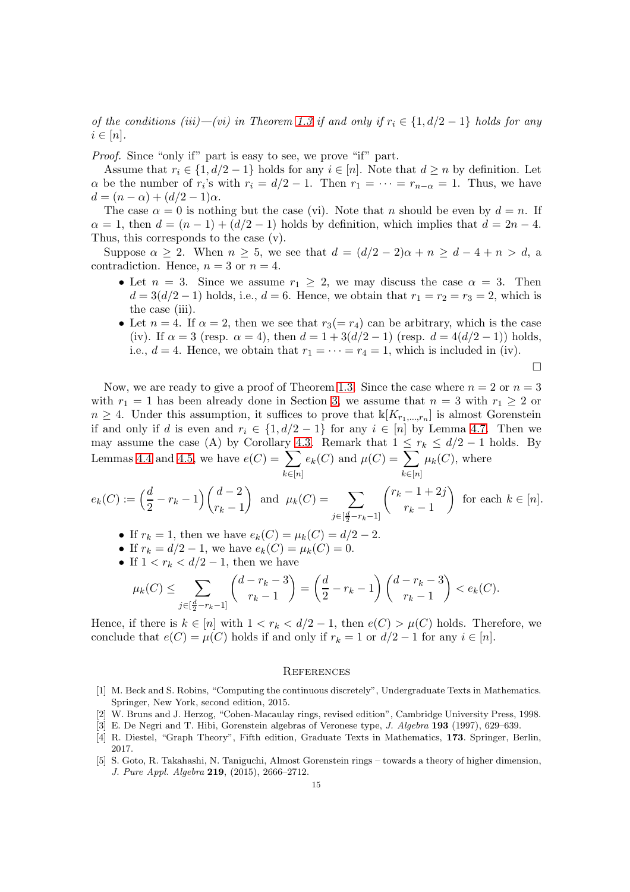*of the conditions (iii)—(vi) in Theorem 1.3 if and only if $r_i \in \{1, d/2-1\}$ holds for any $i \in [n]$.*

*Proof.* Since "only if" part is easy to see, we prove "if" part.

Assume that $r_i \in \{1, d/2-1\}$ holds for any $i \in [n]$. Note that $d \geq n$ by definition. Let $\alpha$ be the number of $r_i$'s with $r_i = d/2-1$. Then $r_1 = \cdots = r_{n-\alpha} = 1$. Thus, we have $d = (n-\alpha) + (d/2-1)\alpha$.

The case $\alpha = 0$ is nothing but the case (vi). Note that $n$ should be even by $d = n$. If $\alpha = 1$, then $d = (n-1) + (d/2-1)$ holds by definition, which implies that $d = 2n-4$. Thus, this corresponds to the case (v).

Suppose $\alpha \geq 2$. When $n \geq 5$, we see that $d = (d/2-2)\alpha + n \geq d - 4 + n > d$, a contradiction. Hence, $n = 3$ or $n = 4$.

- Let $n = 3$. Since we assume $r_1 \geq 2$, we may discuss the case $\alpha = 3$. Then $d = 3(d/2-1)$ holds, i.e., $d = 6$. Hence, we obtain that $r_1 = r_2 = r_3 = 2$, which is the case (iii).
- Let $n = 4$. If $\alpha = 2$, then we see that $r_3 (= r_4)$ can be arbitrary, which is the case (iv). If $\alpha = 3$ (resp. $\alpha = 4$), then $d = 1 + 3(d/2-1)$ (resp. $d = 4(d/2-1)$) holds, i.e., $d = 4$. Hence, we obtain that $r_1 = \cdots = r_4 = 1$, which is included in (iv).

$\square$

Now, we are ready to give a proof of Theorem 1.3. Since the case where $n = 2$ or $n = 3$ with $r_1 = 1$ has been already done in Section 3, we assume that $n = 3$ with $r_1 \geq 2$ or $n \geq 4$. Under this assumption, it suffices to prove that $\Bbbk[K_{r_1,\ldots,r_n}]$ is almost Gorenstein if and only if $d$ is even and $r_i \in \{1, d/2-1\}$ for any $i \in [n]$ by Lemma 4.7. Then we may assume the case (A) by Corollary 4.3. Remark that $1 \leq r_k \leq d/2-1$ holds. By Lemmas 4.4 and 4.5, we have $e(C) = \sum_{k \in [n]} e_k(C)$ and $\mu(C) = \sum_{k \in [n]} \mu_k(C)$, where

$$e_k(C) := \left(\frac{d}{2} - r_k - 1\right)\binom{d-2}{r_k - 1} \text{ and } \mu_k(C) = \sum_{j \in [\frac{d}{2} - r_k - 1]} \binom{r_k - 1 + 2j}{r_k - 1} \text{ for each } k \in [n].$$

- If $r_k = 1$, then we have $e_k(C) = \mu_k(C) = d/2 - 2$.
- If $r_k = d/2 - 1$, we have $e_k(C) = \mu_k(C) = 0$.
- If $1 < r_k < d/2 - 1$, then we have

$$\mu_k(C) \leq \sum_{j \in [\frac{d}{2} - r_k - 1]} \binom{d - r_k - 3}{r_k - 1} = \left(\frac{d}{2} - r_k - 1\right)\binom{d - r_k - 3}{r_k - 1} < e_k(C).$$

Hence, if there is $k \in [n]$ with $1 < r_k < d/2 - 1$, then $e(C) > \mu(C)$ holds. Therefore, we conclude that $e(C) = \mu(C)$ holds if and only if $r_k = 1$ or $d/2 - 1$ for any $i \in [n]$.

## References

[1] M. Beck and S. Robins, "Computing the continuous discretely", Undergraduate Texts in Mathematics. Springer, New York, second edition, 2015.

[2] W. Bruns and J. Herzog, "Cohen-Macaulay rings, revised edition", Cambridge University Press, 1998.

[3] E. De Negri and T. Hibi, Gorenstein algebras of Veronese type, *J. Algebra* **193** (1997), 629–639.

[4] R. Diestel, "Graph Theory", Fifth edition, Graduate Texts in Mathematics, **173**. Springer, Berlin, 2017.

[5] S. Goto, R. Takahashi, N. Taniguchi, Almost Gorenstein rings – towards a theory of higher dimension, *J. Pure Appl. Algebra* **219**, (2015), 2666–2712.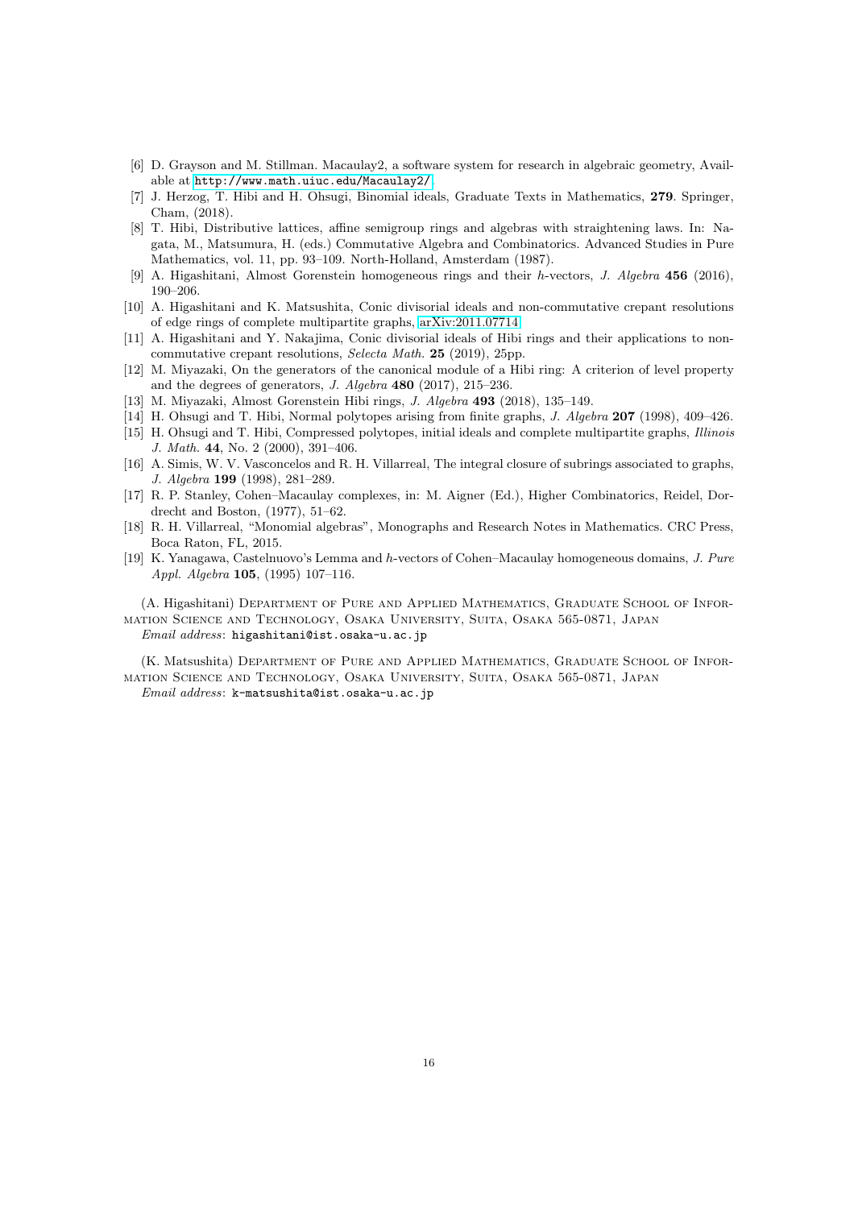[6] D. Grayson and M. Stillman. Macaulay2, a software system for research in algebraic geometry, Available at http://www.math.uiuc.edu/Macaulay2/.

[7] J. Herzog, T. Hibi and H. Ohsugi, Binomial ideals, Graduate Texts in Mathematics, **279**. Springer, Cham, (2018).

[8] T. Hibi, Distributive lattices, affine semigroup rings and algebras with straightening laws. In: Nagata, M., Matsumura, H. (eds.) Commutative Algebra and Combinatorics. Advanced Studies in Pure Mathematics, vol. 11, pp. 93–109. North-Holland, Amsterdam (1987).

[9] A. Higashitani, Almost Gorenstein homogeneous rings and their $h$-vectors, *J. Algebra* **456** (2016), 190–206.

[10] A. Higashitani and K. Matsushita, Conic divisorial ideals and non-commutative crepant resolutions of edge rings of complete multipartite graphs, arXiv:2011.07714.

[11] A. Higashitani and Y. Nakajima, Conic divisorial ideals of Hibi rings and their applications to non-commutative crepant resolutions, *Selecta Math.* **25** (2019), 25pp.

[12] M. Miyazaki, On the generators of the canonical module of a Hibi ring: A criterion of level property and the degrees of generators, *J. Algebra* **480** (2017), 215–236.

[13] M. Miyazaki, Almost Gorenstein Hibi rings, *J. Algebra* **493** (2018), 135–149.

[14] H. Ohsugi and T. Hibi, Normal polytopes arising from finite graphs, *J. Algebra* **207** (1998), 409–426.

[15] H. Ohsugi and T. Hibi, Compressed polytopes, initial ideals and complete multipartite graphs, *Illinois J. Math.* **44**, No. 2 (2000), 391–406.

[16] A. Simis, W. V. Vasconcelos and R. H. Villarreal, The integral closure of subrings associated to graphs, *J. Algebra* **199** (1998), 281–289.

[17] R. P. Stanley, Cohen–Macaulay complexes, in: M. Aigner (Ed.), Higher Combinatorics, Reidel, Dordrecht and Boston, (1977), 51–62.

[18] R. H. Villarreal, "Monomial algebras", Monographs and Research Notes in Mathematics. CRC Press, Boca Raton, FL, 2015.

[19] K. Yanagawa, Castelnuovo's Lemma and $h$-vectors of Cohen–Macaulay homogeneous domains, *J. Pure Appl. Algebra* **105**, (1995) 107–116.

(A. Higashitani) Department of Pure and Applied Mathematics, Graduate School of Information Science and Technology, Osaka University, Suita, Osaka 565-0871, Japan
*Email address*: higashitani@ist.osaka-u.ac.jp

(K. Matsushita) Department of Pure and Applied Mathematics, Graduate School of Information Science and Technology, Osaka University, Suita, Osaka 565-0871, Japan
*Email address*: k-matsushita@ist.osaka-u.ac.jp